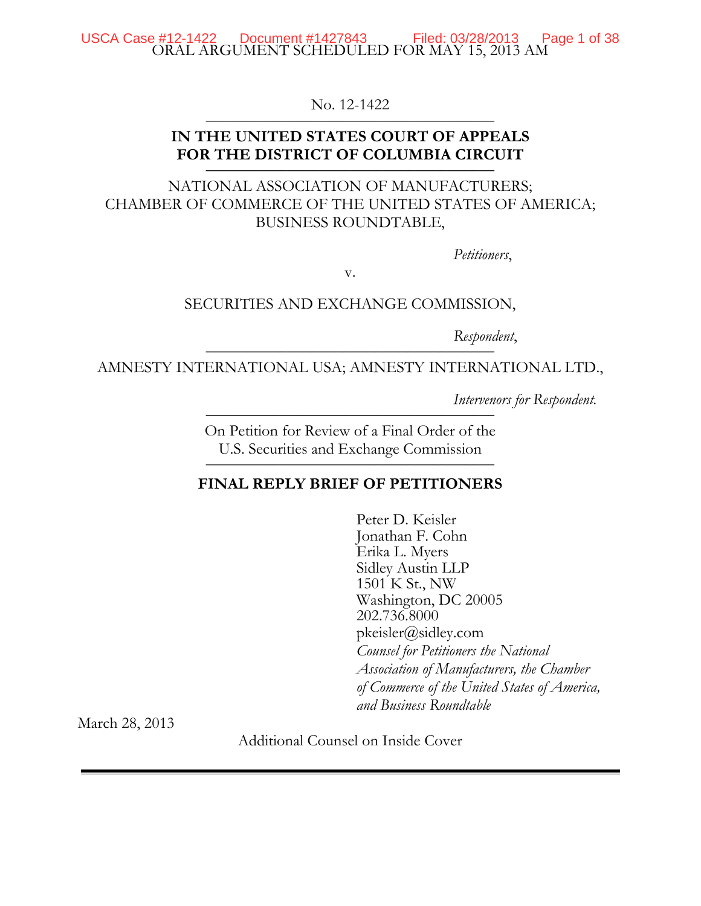ORAL ARGUMENT SCHEDULED FOR MAY 15, 2013 AM

No. 12-1422

**IN THE UNITED STATES COURT OF APPEALS FOR THE DISTRICT OF COLUMBIA CIRCUIT**

NATIONAL ASSOCIATION OF MANUFACTURERS; CHAMBER OF COMMERCE OF THE UNITED STATES OF AMERICA; BUSINESS ROUNDTABLE,

*Petitioners*,

v.

SECURITIES AND EXCHANGE COMMISSION,

*Respondent*,

AMNESTY INTERNATIONAL USA; AMNESTY INTERNATIONAL LTD.,

*Intervenors for Respondent.*

On Petition for Review of a Final Order of the U.S. Securities and Exchange Commission

**FINAL REPLY BRIEF OF PETITIONERS**

Peter D. Keisler
Jonathan F. Cohn
Erika L. Myers
Sidley Austin LLP
1501 K St., NW
Washington, DC 20005
202.736.8000
pkeisler@sidley.com
*Counsel for Petitioners the National Association of Manufacturers, the Chamber of Commerce of the United States of America, and Business Roundtable*

March 28, 2013

Additional Counsel on Inside Cover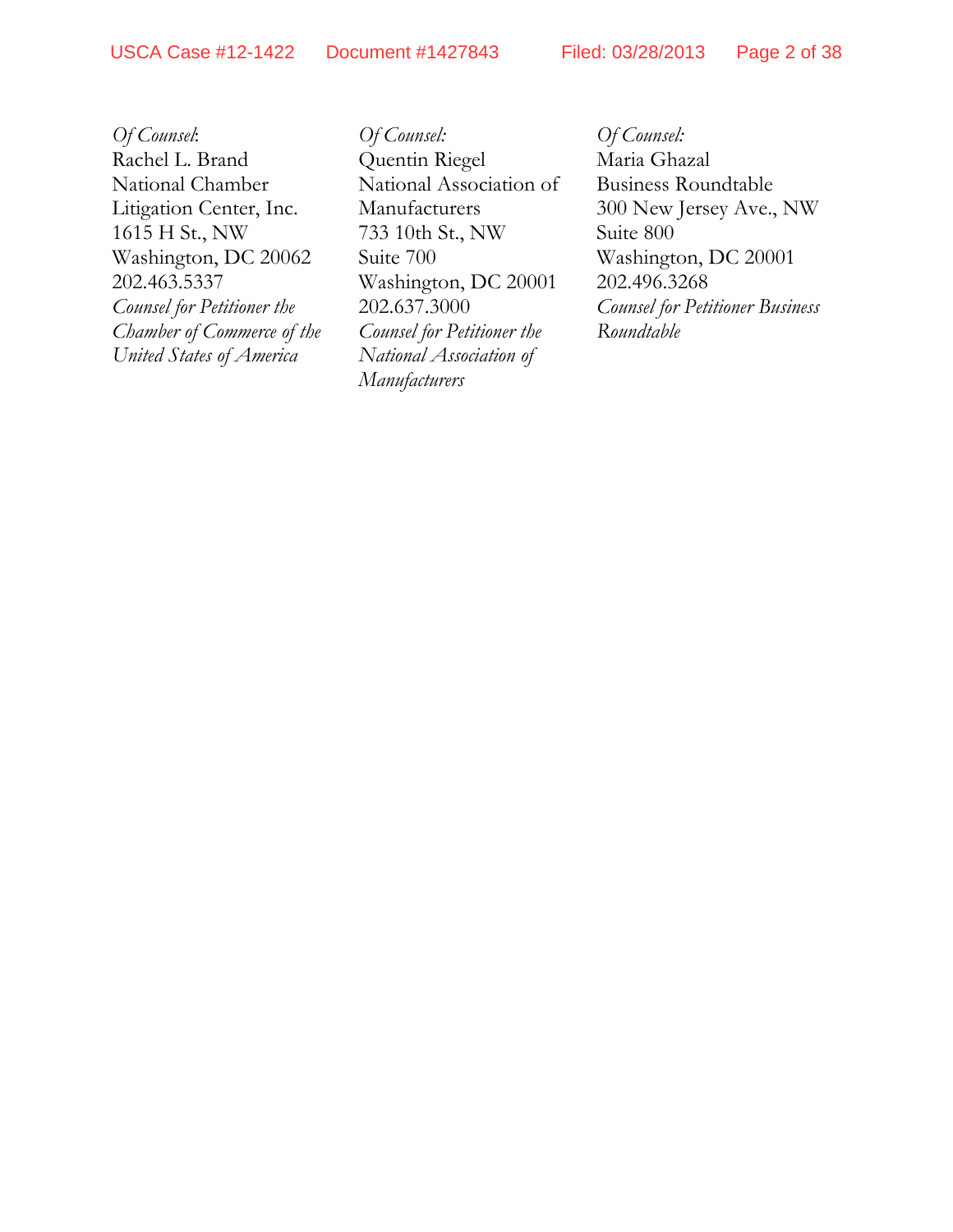*Of Counsel*:
Rachel L. Brand
National Chamber
Litigation Center, Inc.
1615 H St., NW
Washington, DC 20062
202.463.5337
*Counsel for Petitioner the Chamber of Commerce of the United States of America*

*Of Counsel:*
Quentin Riegel
National Association of
Manufacturers
733 10th St., NW
Suite 700
Washington, DC 20001
202.637.3000
*Counsel for Petitioner the National Association of Manufacturers*

*Of Counsel:*
Maria Ghazal
Business Roundtable
300 New Jersey Ave., NW
Suite 800
Washington, DC 20001
202.496.3268
*Counsel for Petitioner Business Roundtable*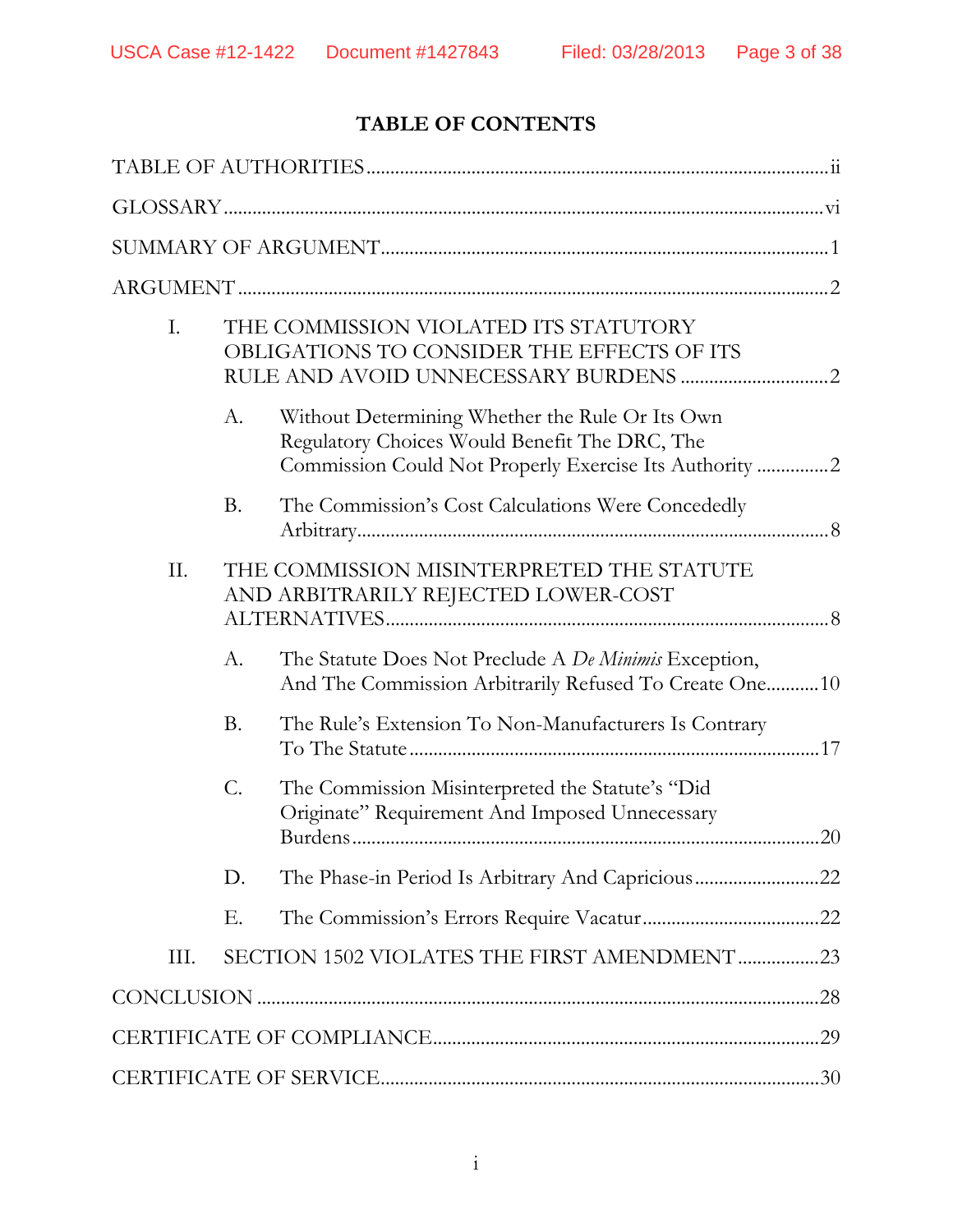# TABLE OF CONTENTS

TABLE OF AUTHORITIES ..... ii

GLOSSARY ..... vi

SUMMARY OF ARGUMENT ..... 1

ARGUMENT ..... 2

I. THE COMMISSION VIOLATED ITS STATUTORY OBLIGATIONS TO CONSIDER THE EFFECTS OF ITS RULE AND AVOID UNNECESSARY BURDENS ..... 2

 A. Without Determining Whether the Rule Or Its Own Regulatory Choices Would Benefit The DRC, The Commission Could Not Properly Exercise Its Authority ..... 2

 B. The Commission's Cost Calculations Were Concededly Arbitrary ..... 8

II. THE COMMISSION MISINTERPRETED THE STATUTE AND ARBITRARILY REJECTED LOWER-COST ALTERNATIVES ..... 8

 A. The Statute Does Not Preclude A *De Minimis* Exception, And The Commission Arbitrarily Refused To Create One ..... 10

 B. The Rule's Extension To Non-Manufacturers Is Contrary To The Statute ..... 17

 C. The Commission Misinterpreted the Statute's "Did Originate" Requirement And Imposed Unnecessary Burdens ..... 20

 D. The Phase-in Period Is Arbitrary And Capricious ..... 22

 E. The Commission's Errors Require Vacatur ..... 22

III. SECTION 1502 VIOLATES THE FIRST AMENDMENT ..... 23

CONCLUSION ..... 28

CERTIFICATE OF COMPLIANCE ..... 29

CERTIFICATE OF SERVICE ..... 30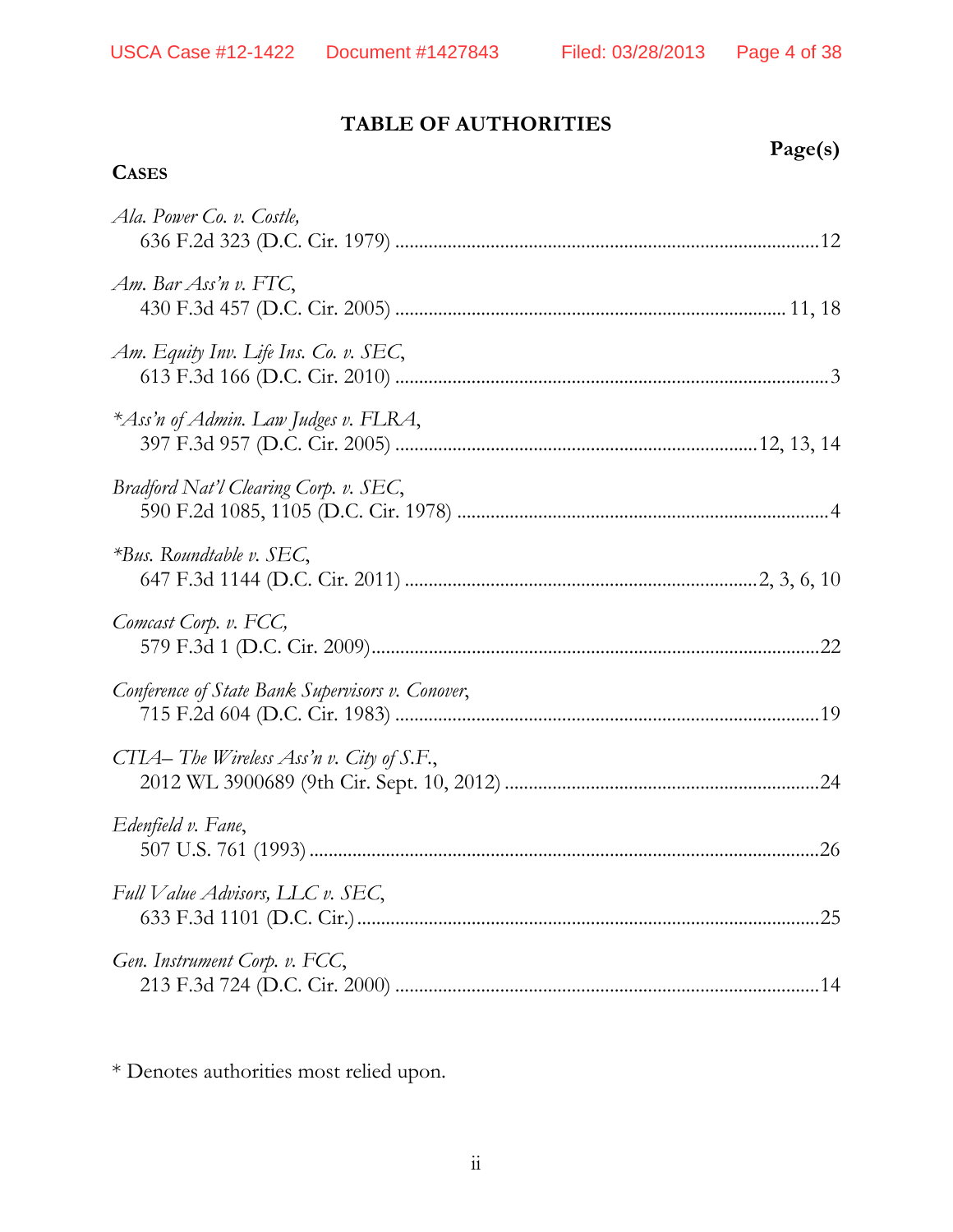## TABLE OF AUTHORITIES

**Page(s)**

**CASES**

*Ala. Power Co. v. Costle*,
636 F.2d 323 (D.C. Cir. 1979) ........................................................................................12

*Am. Bar Ass'n v. FTC*,
430 F.3d 457 (D.C. Cir. 2005) ................................................................................ 11, 18

*Am. Equity Inv. Life Ins. Co. v. SEC*,
613 F.3d 166 (D.C. Cir. 2010) ..........................................................................................3

*\*Ass'n of Admin. Law Judges v. FLRA*,
397 F.3d 957 (D.C. Cir. 2005) ...........................................................................12, 13, 14

*Bradford Nat'l Clearing Corp. v. SEC*,
590 F.2d 1085, 1105 (D.C. Cir. 1978) ..............................................................................4

*\*Bus. Roundtable v. SEC*,
647 F.3d 1144 (D.C. Cir. 2011) .........................................................................2, 3, 6, 10

*Comcast Corp. v. FCC*,
579 F.3d 1 (D.C. Cir. 2009).............................................................................................22

*Conference of State Bank Supervisors v. Conover*,
715 F.2d 604 (D.C. Cir. 1983) ........................................................................................19

*CTIA– The Wireless Ass'n v. City of S.F.*,
2012 WL 3900689 (9th Cir. Sept. 10, 2012) .................................................................24

*Edenfield v. Fane*,
507 U.S. 761 (1993) .........................................................................................................26

*Full Value Advisors, LLC v. SEC*,
633 F.3d 1101 (D.C. Cir.) ................................................................................................25

*Gen. Instrument Corp. v. FCC*,
213 F.3d 724 (D.C. Cir. 2000) ........................................................................................14

\* Denotes authorities most relied upon.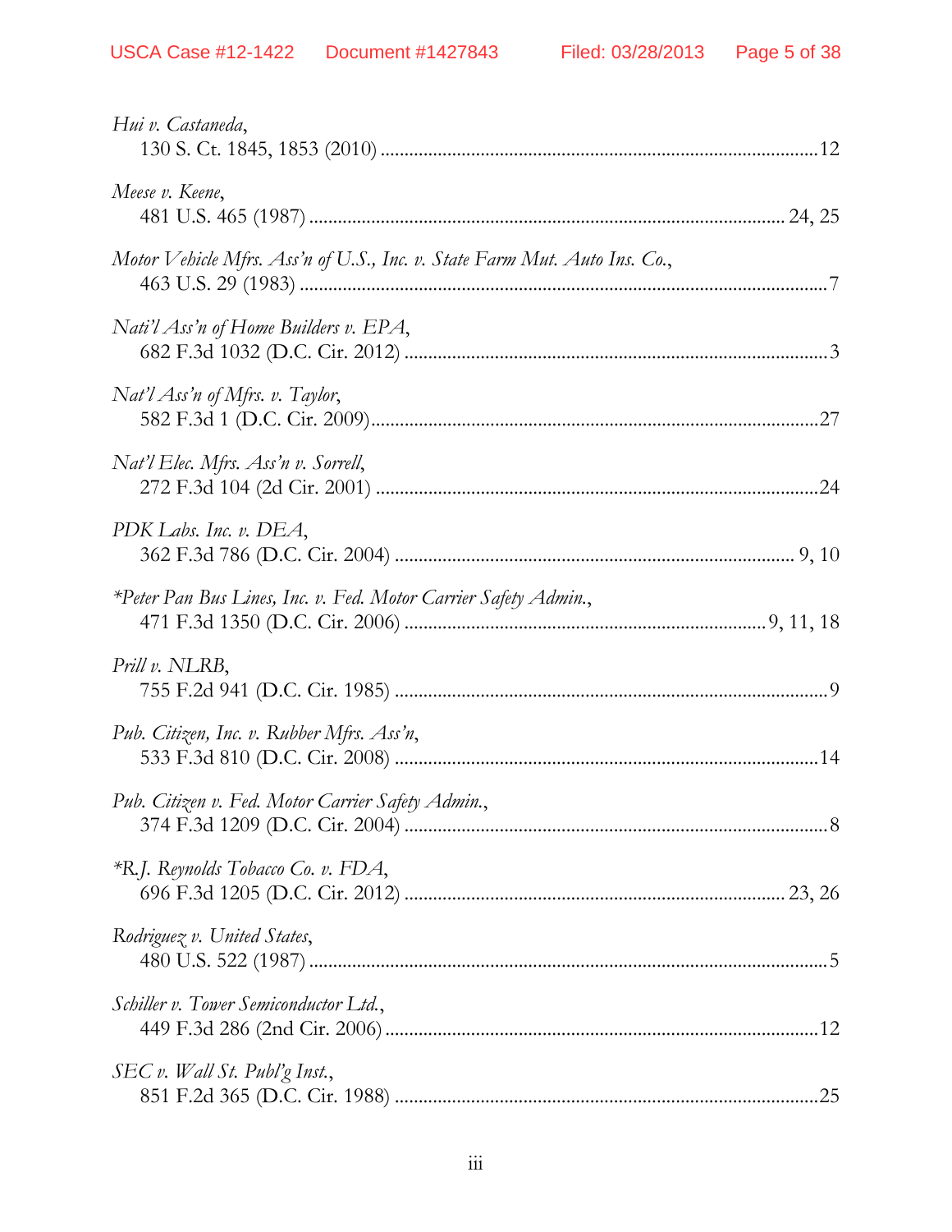*Hui v. Castaneda*,
130 S. Ct. 1845, 1853 (2010) ............................................................................................12

*Meese v. Keene*,
481 U.S. 465 (1987) ................................................................................................... 24, 25

*Motor Vehicle Mfrs. Ass'n of U.S., Inc. v. State Farm Mut. Auto Ins. Co.*,
463 U.S. 29 (1983) ..............................................................................................................7

*Nati'l Ass'n of Home Builders v. EPA*,
682 F.3d 1032 (D.C. Cir. 2012) ..........................................................................................3

*Nat'l Ass'n of Mfrs. v. Taylor*,
582 F.3d 1 (D.C. Cir. 2009)...............................................................................................27

*Nat'l Elec. Mfrs. Ass'n v. Sorrell*,
272 F.3d 104 (2d Cir. 2001) .............................................................................................24

*PDK Labs. Inc. v. DEA*,
362 F.3d 786 (D.C. Cir. 2004) .................................................................................... 9, 10

*\*Peter Pan Bus Lines, Inc. v. Fed. Motor Carrier Safety Admin.*,
471 F.3d 1350 (D.C. Cir. 2006) ........................................................................... 9, 11, 18

*Prill v. NLRB*,
755 F.2d 941 (D.C. Cir. 1985) ............................................................................................9

*Pub. Citizen, Inc. v. Rubber Mfrs. Ass'n*,
533 F.3d 810 (D.C. Cir. 2008) ..........................................................................................14

*Pub. Citizen v. Fed. Motor Carrier Safety Admin.*,
374 F.3d 1209 (D.C. Cir. 2004) ..........................................................................................8

*\*R.J. Reynolds Tobacco Co. v. FDA*,
696 F.3d 1205 (D.C. Cir. 2012) ................................................................................ 23, 26

*Rodriguez v. United States*,
480 U.S. 522 (1987) ..............................................................................................................5

*Schiller v. Tower Semiconductor Ltd.*,
449 F.3d 286 (2nd Cir. 2006) ...........................................................................................12

*SEC v. Wall St. Publ'g Inst.*,
851 F.2d 365 (D.C. Cir. 1988) ..........................................................................................25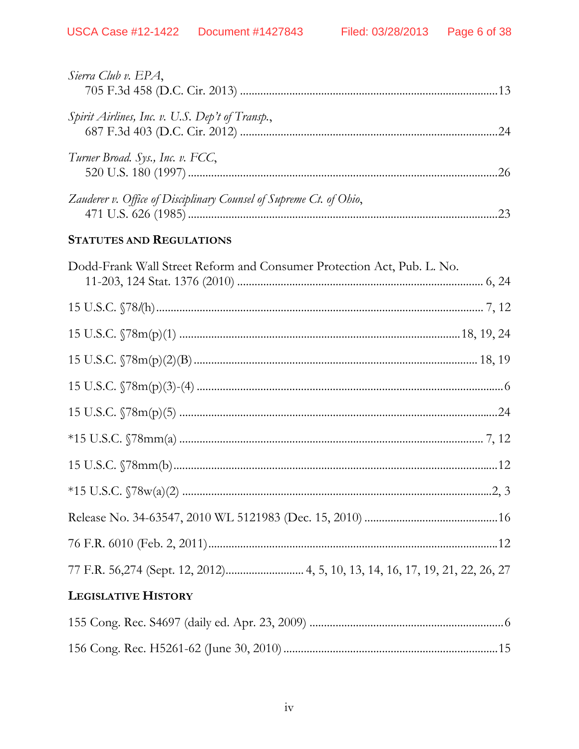*Sierra Club v. EPA*,
705 F.3d 458 (D.C. Cir. 2013) ........................................................................................13

*Spirit Airlines, Inc. v. U.S. Dep't of Transp.*,
687 F.3d 403 (D.C. Cir. 2012) ........................................................................................24

*Turner Broad. Sys., Inc. v. FCC*,
520 U.S. 180 (1997) ..........................................................................................................26

*Zauderer v. Office of Disciplinary Counsel of Supreme Ct. of Ohio*,
471 U.S. 626 (1985) ..........................................................................................................23

**STATUTES AND REGULATIONS**

Dodd-Frank Wall Street Reform and Consumer Protection Act, Pub. L. No. 11-203, 124 Stat. 1376 (2010) .................................................................................... 6, 24

15 U.S.C. §78*l*(h)................................................................................................................ 7, 12

15 U.S.C. §78m(p)(1) ...............................................................................................18, 19, 24

15 U.S.C. §78m(p)(2)(B) ................................................................................................ 18, 19

15 U.S.C. §78m(p)(3)-(4) .........................................................................................................6

15 U.S.C. §78m(p)(5) ............................................................................................................24

*15 U.S.C. §78mm(a) ....................................................................................................... 7, 12

15 U.S.C. §78mm(b)...............................................................................................................12

*15 U.S.C. §78w(a)(2) ..........................................................................................................2, 3

Release No. 34-63547, 2010 WL 5121983 (Dec. 15, 2010) ..............................................16

76 F.R. 6010 (Feb. 2, 2011)...................................................................................................12

77 F.R. 56,274 (Sept. 12, 2012)........................... 4, 5, 10, 13, 14, 16, 17, 19, 21, 22, 26, 27

**LEGISLATIVE HISTORY**

155 Cong. Rec. S4697 (daily ed. Apr. 23, 2009) ...................................................................6

156 Cong. Rec. H5261-62 (June 30, 2010) .........................................................................15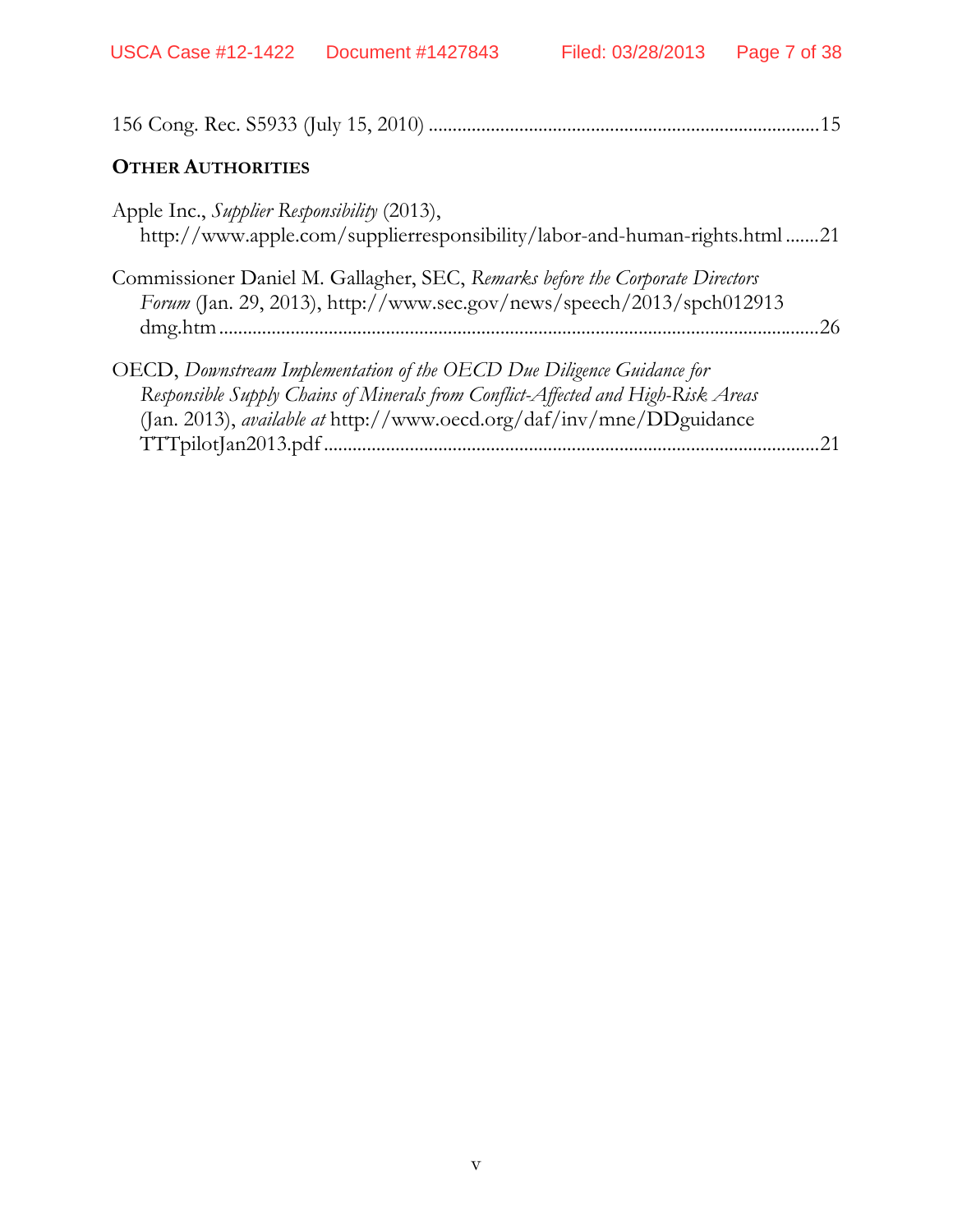156 Cong. Rec. S5933 (July 15, 2010) ..................................................................................15

**OTHER AUTHORITIES**

Apple Inc., *Supplier Responsibility* (2013), http://www.apple.com/supplierresponsibility/labor-and-human-rights.html .......21

Commissioner Daniel M. Gallagher, SEC, *Remarks before the Corporate Directors Forum* (Jan. 29, 2013), http://www.sec.gov/news/speech/2013/spch012913dmg.htm ..............................................................................................................26

OECD, *Downstream Implementation of the OECD Due Diligence Guidance for Responsible Supply Chains of Minerals from Conflict-Affected and High-Risk Areas* (Jan. 2013), *available at* http://www.oecd.org/daf/inv/mne/DDguidanceTTTpilotJan2013.pdf ........................................................................................21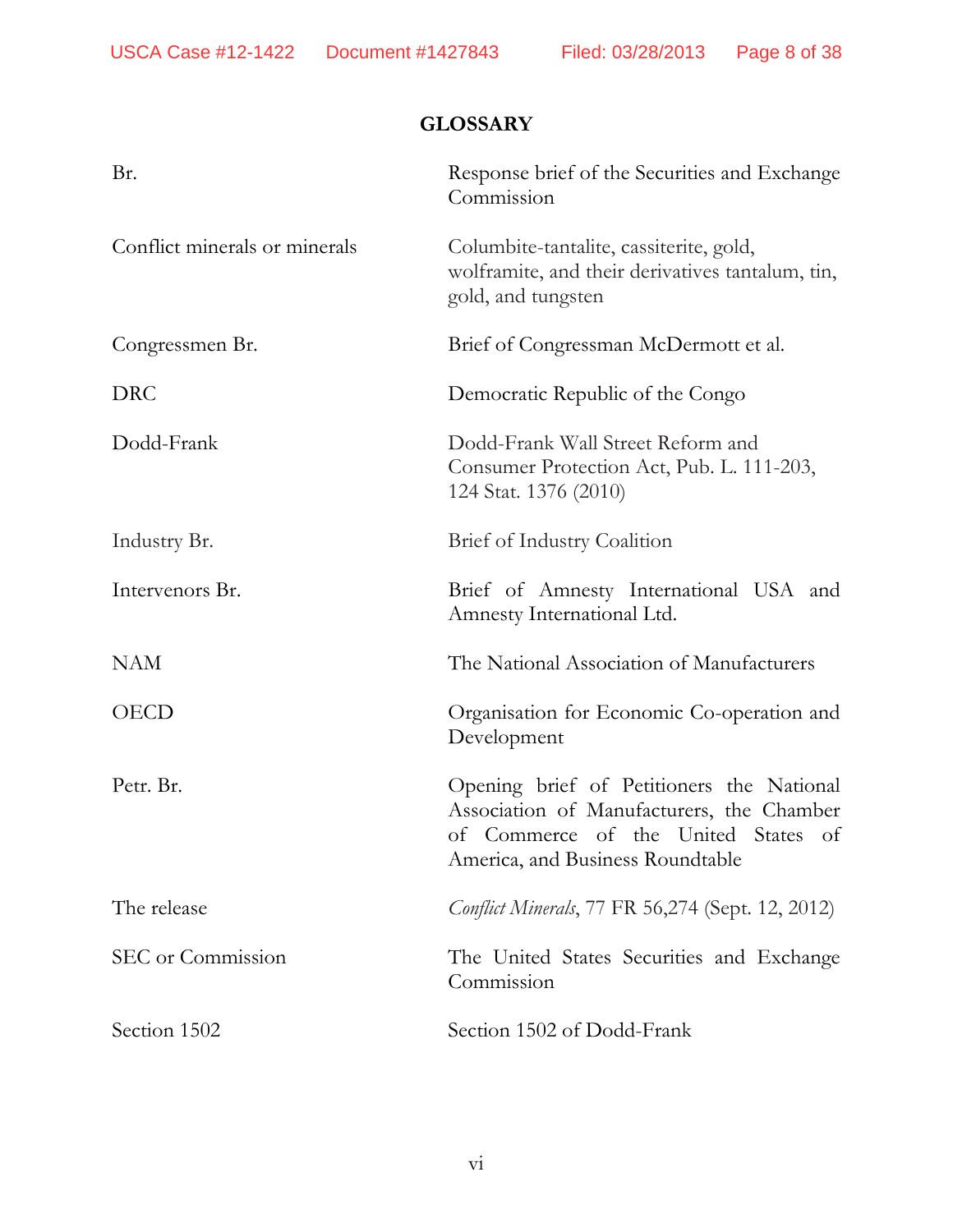## GLOSSARY

| | |
|---|---|
| Br. | Response brief of the Securities and Exchange Commission |
| Conflict minerals or minerals | Columbite-tantalite, cassiterite, gold, wolframite, and their derivatives tantalum, tin, gold, and tungsten |
| Congressmen Br. | Brief of Congressman McDermott et al. |
| DRC | Democratic Republic of the Congo |
| Dodd-Frank | Dodd-Frank Wall Street Reform and Consumer Protection Act, Pub. L. 111-203, 124 Stat. 1376 (2010) |
| Industry Br. | Brief of Industry Coalition |
| Intervenors Br. | Brief of Amnesty International USA and Amnesty International Ltd. |
| NAM | The National Association of Manufacturers |
| OECD | Organisation for Economic Co-operation and Development |
| Petr. Br. | Opening brief of Petitioners the National Association of Manufacturers, the Chamber of Commerce of the United States of America, and Business Roundtable |
| The release | *Conflict Minerals*, 77 FR 56,274 (Sept. 12, 2012) |
| SEC or Commission | The United States Securities and Exchange Commission |
| Section 1502 | Section 1502 of Dodd-Frank |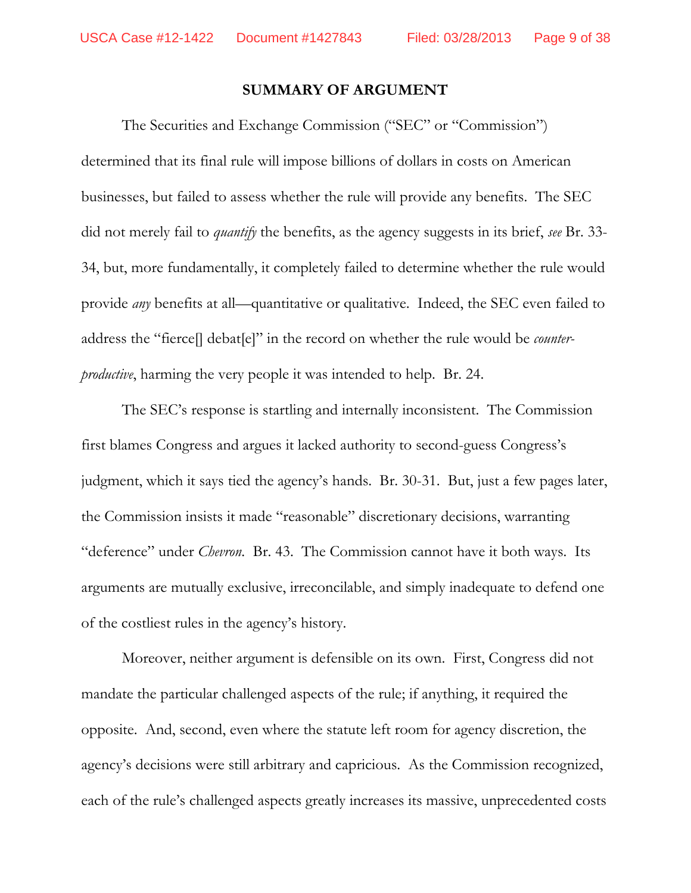## SUMMARY OF ARGUMENT

The Securities and Exchange Commission ("SEC" or "Commission") determined that its final rule will impose billions of dollars in costs on American businesses, but failed to assess whether the rule will provide any benefits. The SEC did not merely fail to *quantify* the benefits, as the agency suggests in its brief, *see* Br. 33-34, but, more fundamentally, it completely failed to determine whether the rule would provide *any* benefits at all—quantitative or qualitative. Indeed, the SEC even failed to address the "fierce[] debat[e]" in the record on whether the rule would be *counter-productive*, harming the very people it was intended to help. Br. 24.

The SEC's response is startling and internally inconsistent. The Commission first blames Congress and argues it lacked authority to second-guess Congress's judgment, which it says tied the agency's hands. Br. 30-31. But, just a few pages later, the Commission insists it made "reasonable" discretionary decisions, warranting "deference" under *Chevron*. Br. 43. The Commission cannot have it both ways. Its arguments are mutually exclusive, irreconcilable, and simply inadequate to defend one of the costliest rules in the agency's history.

Moreover, neither argument is defensible on its own. First, Congress did not mandate the particular challenged aspects of the rule; if anything, it required the opposite. And, second, even where the statute left room for agency discretion, the agency's decisions were still arbitrary and capricious. As the Commission recognized, each of the rule's challenged aspects greatly increases its massive, unprecedented costs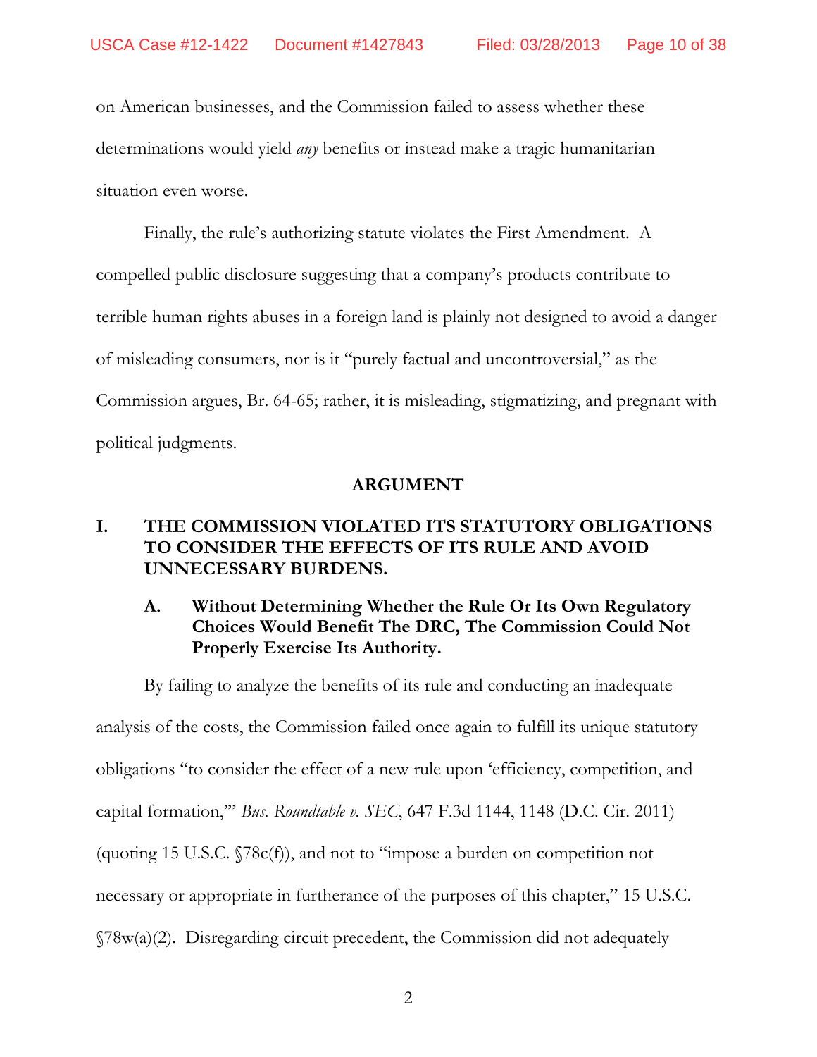on American businesses, and the Commission failed to assess whether these determinations would yield *any* benefits or instead make a tragic humanitarian situation even worse.

Finally, the rule's authorizing statute violates the First Amendment. A compelled public disclosure suggesting that a company's products contribute to terrible human rights abuses in a foreign land is plainly not designed to avoid a danger of misleading consumers, nor is it "purely factual and uncontroversial," as the Commission argues, Br. 64-65; rather, it is misleading, stigmatizing, and pregnant with political judgments.

## ARGUMENT

### I. THE COMMISSION VIOLATED ITS STATUTORY OBLIGATIONS TO CONSIDER THE EFFECTS OF ITS RULE AND AVOID UNNECESSARY BURDENS.

#### A. Without Determining Whether the Rule Or Its Own Regulatory Choices Would Benefit The DRC, The Commission Could Not Properly Exercise Its Authority.

By failing to analyze the benefits of its rule and conducting an inadequate analysis of the costs, the Commission failed once again to fulfill its unique statutory obligations "to consider the effect of a new rule upon 'efficiency, competition, and capital formation,'" *Bus. Roundtable v. SEC*, 647 F.3d 1144, 1148 (D.C. Cir. 2011) (quoting 15 U.S.C. §78c(f)), and not to "impose a burden on competition not necessary or appropriate in furtherance of the purposes of this chapter," 15 U.S.C. §78w(a)(2). Disregarding circuit precedent, the Commission did not adequately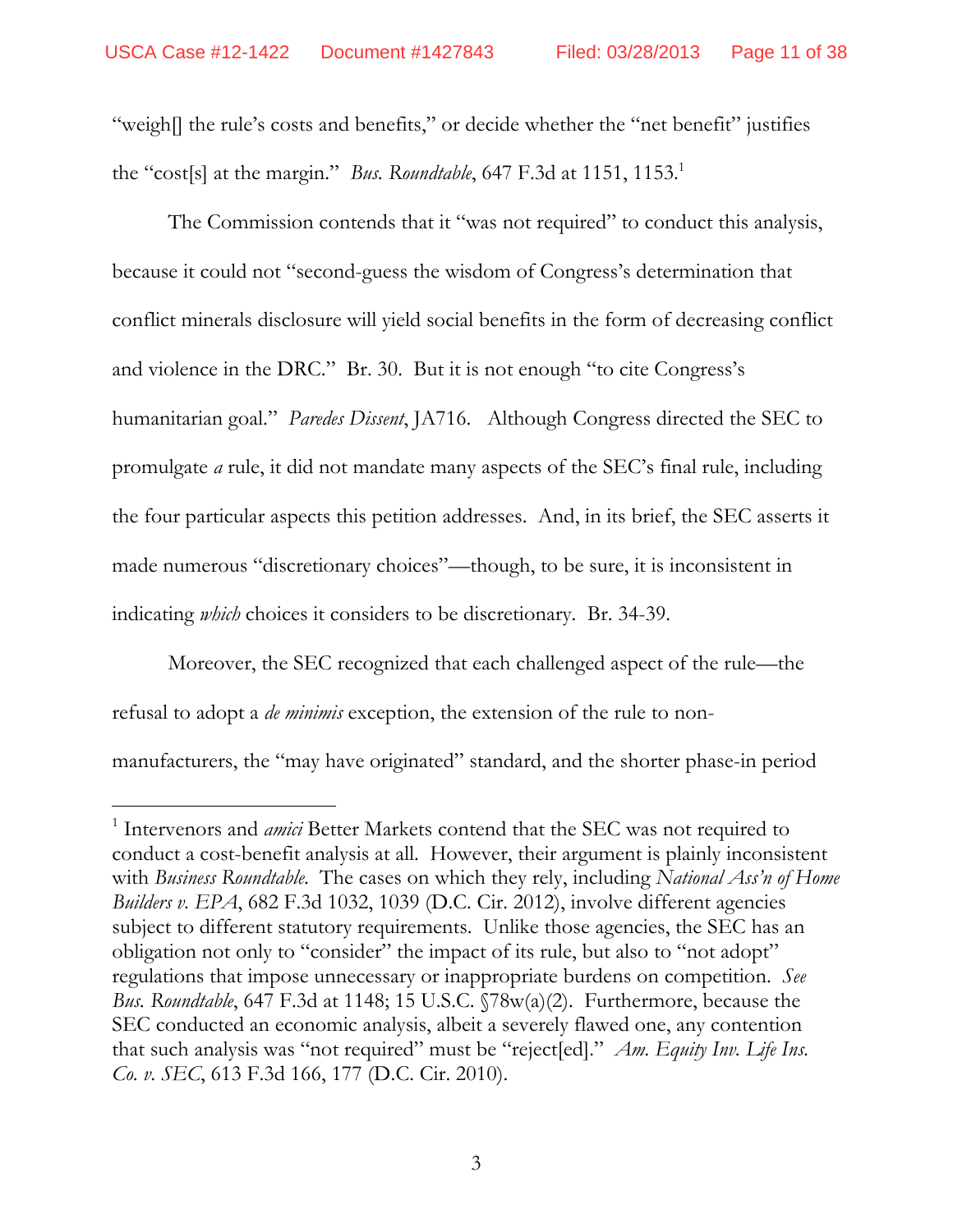"weigh[] the rule's costs and benefits," or decide whether the "net benefit" justifies the "cost[s] at the margin." *Bus. Roundtable*, 647 F.3d at 1151, 1153.[1]

The Commission contends that it "was not required" to conduct this analysis, because it could not "second-guess the wisdom of Congress's determination that conflict minerals disclosure will yield social benefits in the form of decreasing conflict and violence in the DRC." Br. 30. But it is not enough "to cite Congress's humanitarian goal." *Paredes Dissent*, JA716. Although Congress directed the SEC to promulgate *a* rule, it did not mandate many aspects of the SEC's final rule, including the four particular aspects this petition addresses. And, in its brief, the SEC asserts it made numerous "discretionary choices"—though, to be sure, it is inconsistent in indicating *which* choices it considers to be discretionary. Br. 34-39.

Moreover, the SEC recognized that each challenged aspect of the rule—the refusal to adopt a *de minimis* exception, the extension of the rule to non-manufacturers, the "may have originated" standard, and the shorter phase-in period

---

[1] Intervenors and *amici* Better Markets contend that the SEC was not required to conduct a cost-benefit analysis at all. However, their argument is plainly inconsistent with *Business Roundtable*. The cases on which they rely, including *National Ass'n of Home Builders v. EPA*, 682 F.3d 1032, 1039 (D.C. Cir. 2012), involve different agencies subject to different statutory requirements. Unlike those agencies, the SEC has an obligation not only to "consider" the impact of its rule, but also to "not adopt" regulations that impose unnecessary or inappropriate burdens on competition. *See Bus. Roundtable*, 647 F.3d at 1148; 15 U.S.C. §78w(a)(2). Furthermore, because the SEC conducted an economic analysis, albeit a severely flawed one, any contention that such analysis was "not required" must be "reject[ed]." *Am. Equity Inv. Life Ins. Co. v. SEC*, 613 F.3d 166, 177 (D.C. Cir. 2010).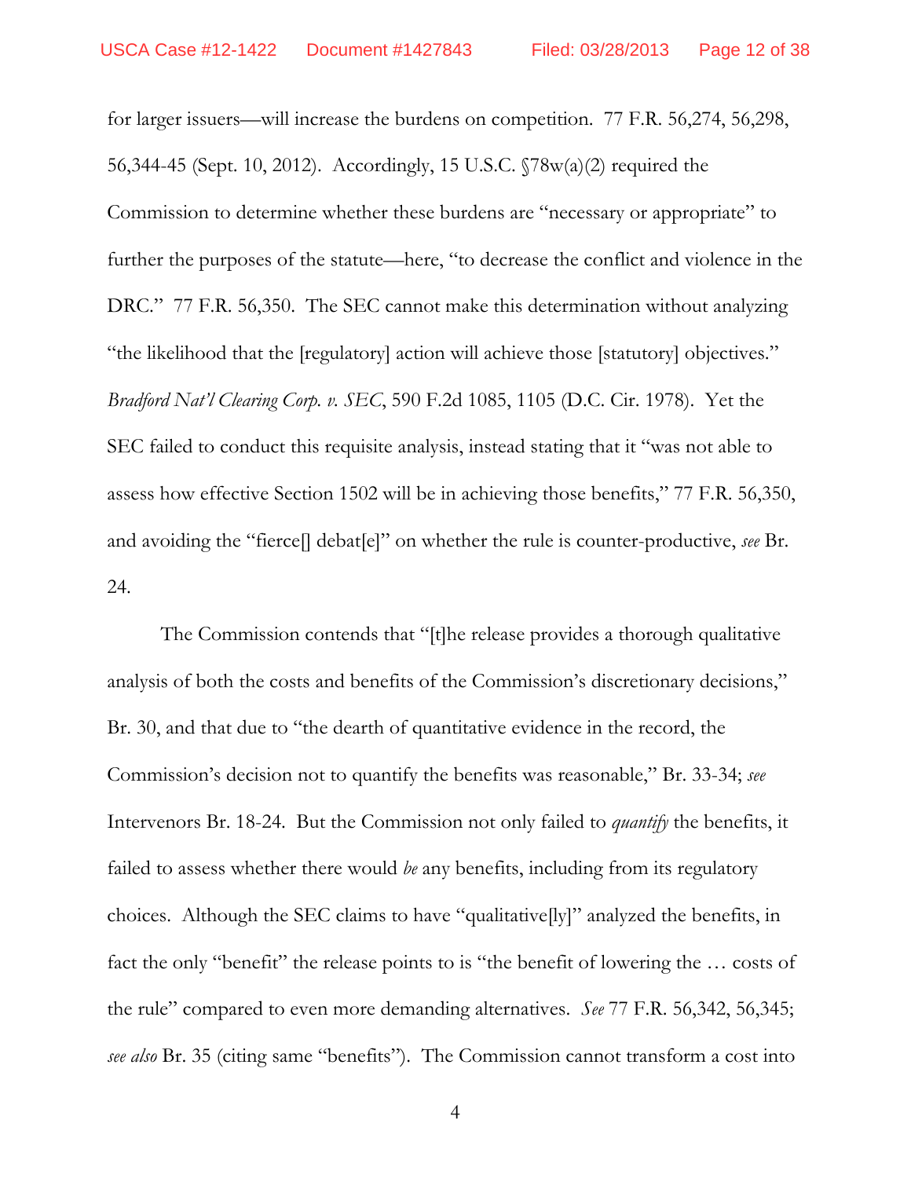for larger issuers—will increase the burdens on competition. 77 F.R. 56,274, 56,298, 56,344-45 (Sept. 10, 2012). Accordingly, 15 U.S.C. §78w(a)(2) required the Commission to determine whether these burdens are "necessary or appropriate" to further the purposes of the statute—here, "to decrease the conflict and violence in the DRC." 77 F.R. 56,350. The SEC cannot make this determination without analyzing "the likelihood that the [regulatory] action will achieve those [statutory] objectives." *Bradford Nat'l Clearing Corp. v. SEC*, 590 F.2d 1085, 1105 (D.C. Cir. 1978). Yet the SEC failed to conduct this requisite analysis, instead stating that it "was not able to assess how effective Section 1502 will be in achieving those benefits," 77 F.R. 56,350, and avoiding the "fierce[] debat[e]" on whether the rule is counter-productive, *see* Br. 24.

The Commission contends that "[t]he release provides a thorough qualitative analysis of both the costs and benefits of the Commission's discretionary decisions," Br. 30, and that due to "the dearth of quantitative evidence in the record, the Commission's decision not to quantify the benefits was reasonable," Br. 33-34; *see* Intervenors Br. 18-24. But the Commission not only failed to *quantify* the benefits, it failed to assess whether there would *be* any benefits, including from its regulatory choices. Although the SEC claims to have "qualitative[ly]" analyzed the benefits, in fact the only "benefit" the release points to is "the benefit of lowering the … costs of the rule" compared to even more demanding alternatives. *See* 77 F.R. 56,342, 56,345; *see also* Br. 35 (citing same "benefits"). The Commission cannot transform a cost into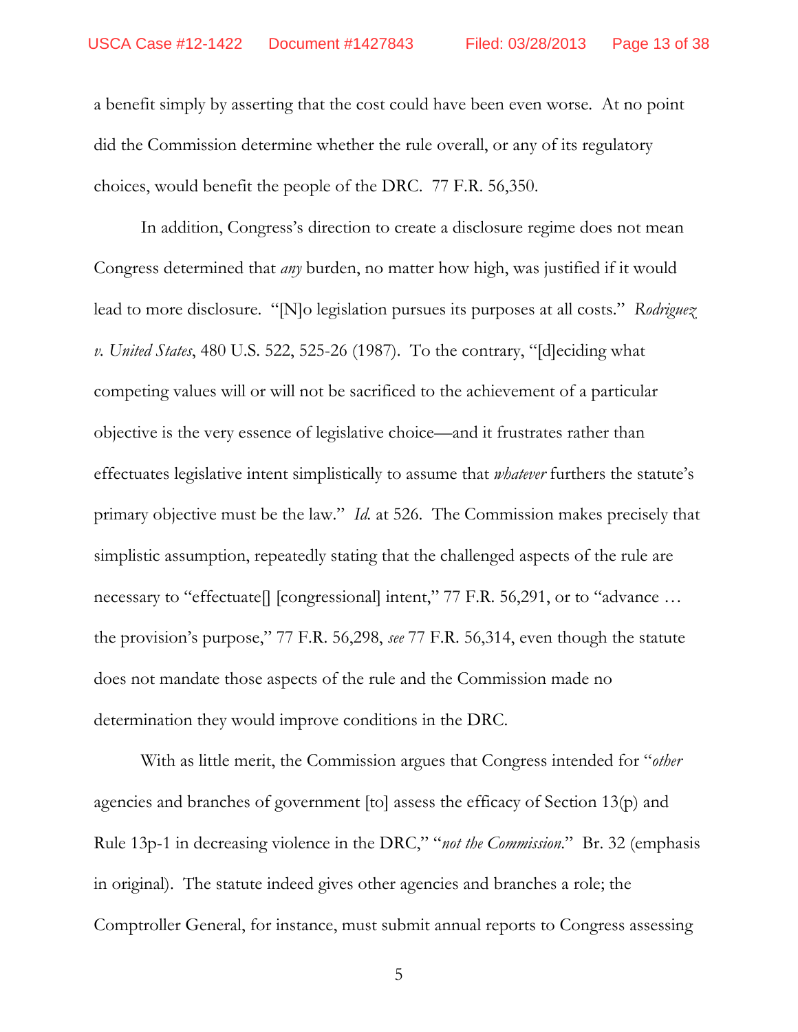a benefit simply by asserting that the cost could have been even worse. At no point did the Commission determine whether the rule overall, or any of its regulatory choices, would benefit the people of the DRC. 77 F.R. 56,350.

In addition, Congress's direction to create a disclosure regime does not mean Congress determined that *any* burden, no matter how high, was justified if it would lead to more disclosure. "[N]o legislation pursues its purposes at all costs." *Rodriguez v. United States*, 480 U.S. 522, 525-26 (1987). To the contrary, "[d]eciding what competing values will or will not be sacrificed to the achievement of a particular objective is the very essence of legislative choice—and it frustrates rather than effectuates legislative intent simplistically to assume that *whatever* furthers the statute's primary objective must be the law." *Id.* at 526. The Commission makes precisely that simplistic assumption, repeatedly stating that the challenged aspects of the rule are necessary to "effectuate[] [congressional] intent," 77 F.R. 56,291, or to "advance … the provision's purpose," 77 F.R. 56,298, *see* 77 F.R. 56,314, even though the statute does not mandate those aspects of the rule and the Commission made no determination they would improve conditions in the DRC.

With as little merit, the Commission argues that Congress intended for "*other* agencies and branches of government [to] assess the efficacy of Section 13(p) and Rule 13p-1 in decreasing violence in the DRC," "*not the Commission.*" Br. 32 (emphasis in original). The statute indeed gives other agencies and branches a role; the Comptroller General, for instance, must submit annual reports to Congress assessing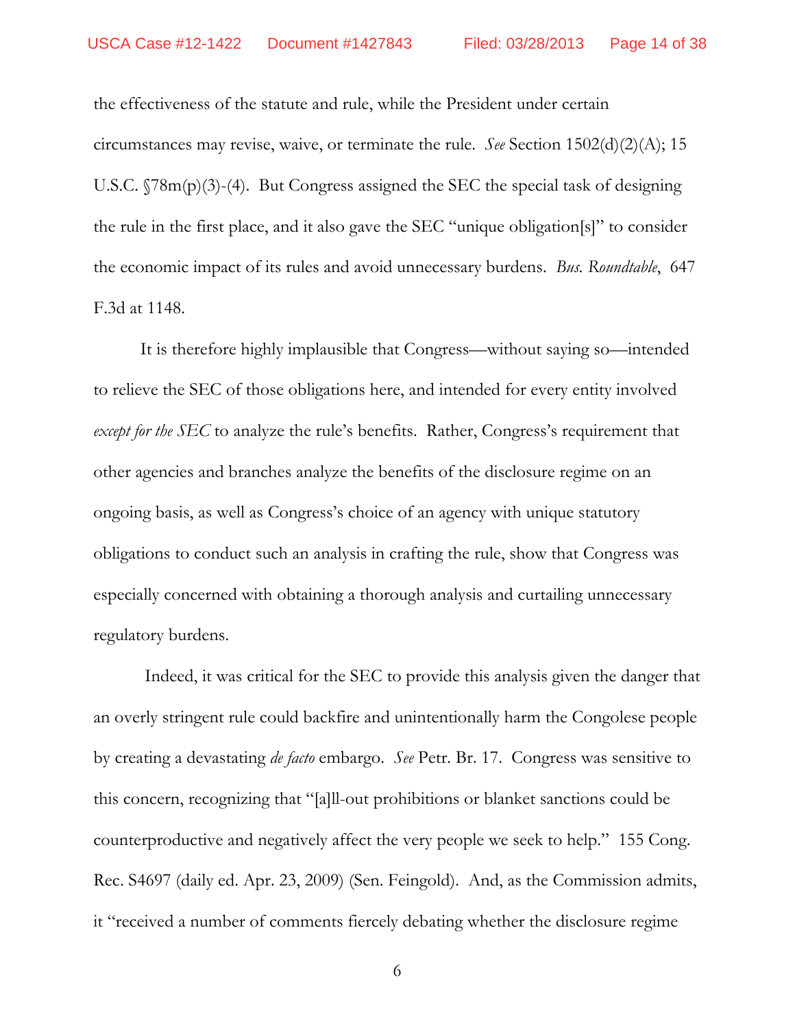the effectiveness of the statute and rule, while the President under certain circumstances may revise, waive, or terminate the rule. *See* Section 1502(d)(2)(A); 15 U.S.C. §78m(p)(3)-(4). But Congress assigned the SEC the special task of designing the rule in the first place, and it also gave the SEC "unique obligation[s]" to consider the economic impact of its rules and avoid unnecessary burdens. *Bus. Roundtable*, 647 F.3d at 1148.

It is therefore highly implausible that Congress—without saying so—intended to relieve the SEC of those obligations here, and intended for every entity involved *except for the SEC* to analyze the rule's benefits. Rather, Congress's requirement that other agencies and branches analyze the benefits of the disclosure regime on an ongoing basis, as well as Congress's choice of an agency with unique statutory obligations to conduct such an analysis in crafting the rule, show that Congress was especially concerned with obtaining a thorough analysis and curtailing unnecessary regulatory burdens.

Indeed, it was critical for the SEC to provide this analysis given the danger that an overly stringent rule could backfire and unintentionally harm the Congolese people by creating a devastating *de facto* embargo. *See* Petr. Br. 17. Congress was sensitive to this concern, recognizing that "[a]ll-out prohibitions or blanket sanctions could be counterproductive and negatively affect the very people we seek to help." 155 Cong. Rec. S4697 (daily ed. Apr. 23, 2009) (Sen. Feingold). And, as the Commission admits, it "received a number of comments fiercely debating whether the disclosure regime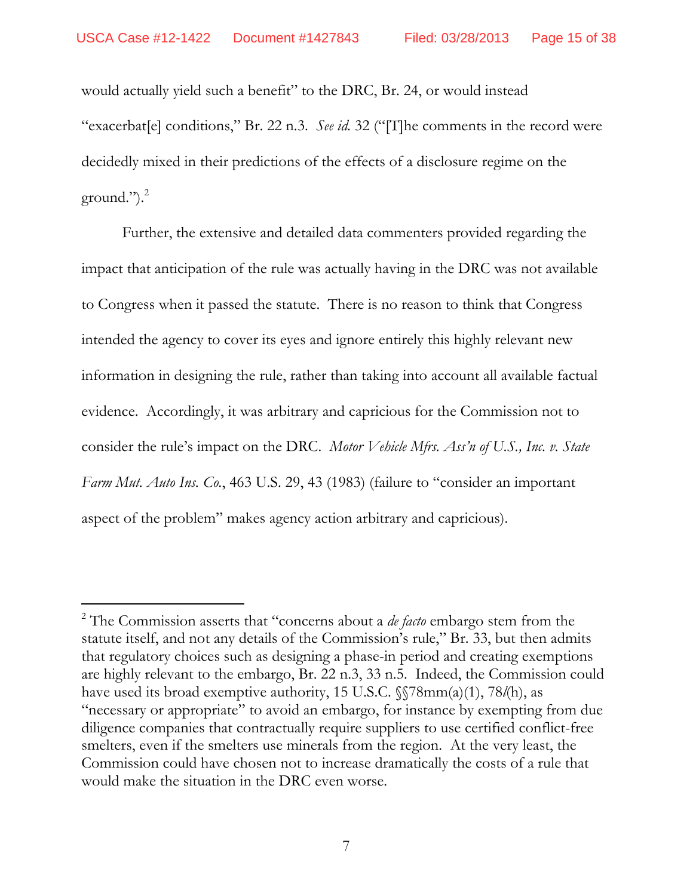would actually yield such a benefit" to the DRC, Br. 24, or would instead "exacerbat[e] conditions," Br. 22 n.3. *See id.* 32 ("[T]he comments in the record were decidedly mixed in their predictions of the effects of a disclosure regime on the ground.").[2]

Further, the extensive and detailed data commenters provided regarding the impact that anticipation of the rule was actually having in the DRC was not available to Congress when it passed the statute. There is no reason to think that Congress intended the agency to cover its eyes and ignore entirely this highly relevant new information in designing the rule, rather than taking into account all available factual evidence. Accordingly, it was arbitrary and capricious for the Commission not to consider the rule's impact on the DRC. *Motor Vehicle Mfrs. Ass'n of U.S., Inc. v. State Farm Mut. Auto Ins. Co.*, 463 U.S. 29, 43 (1983) (failure to "consider an important aspect of the problem" makes agency action arbitrary and capricious).

---

[2] The Commission asserts that "concerns about a *de facto* embargo stem from the statute itself, and not any details of the Commission's rule," Br. 33, but then admits that regulatory choices such as designing a phase-in period and creating exemptions are highly relevant to the embargo, Br. 22 n.3, 33 n.5. Indeed, the Commission could have used its broad exemptive authority, 15 U.S.C. §§78mm(a)(1), 78*l*(h), as "necessary or appropriate" to avoid an embargo, for instance by exempting from due diligence companies that contractually require suppliers to use certified conflict-free smelters, even if the smelters use minerals from the region. At the very least, the Commission could have chosen not to increase dramatically the costs of a rule that would make the situation in the DRC even worse.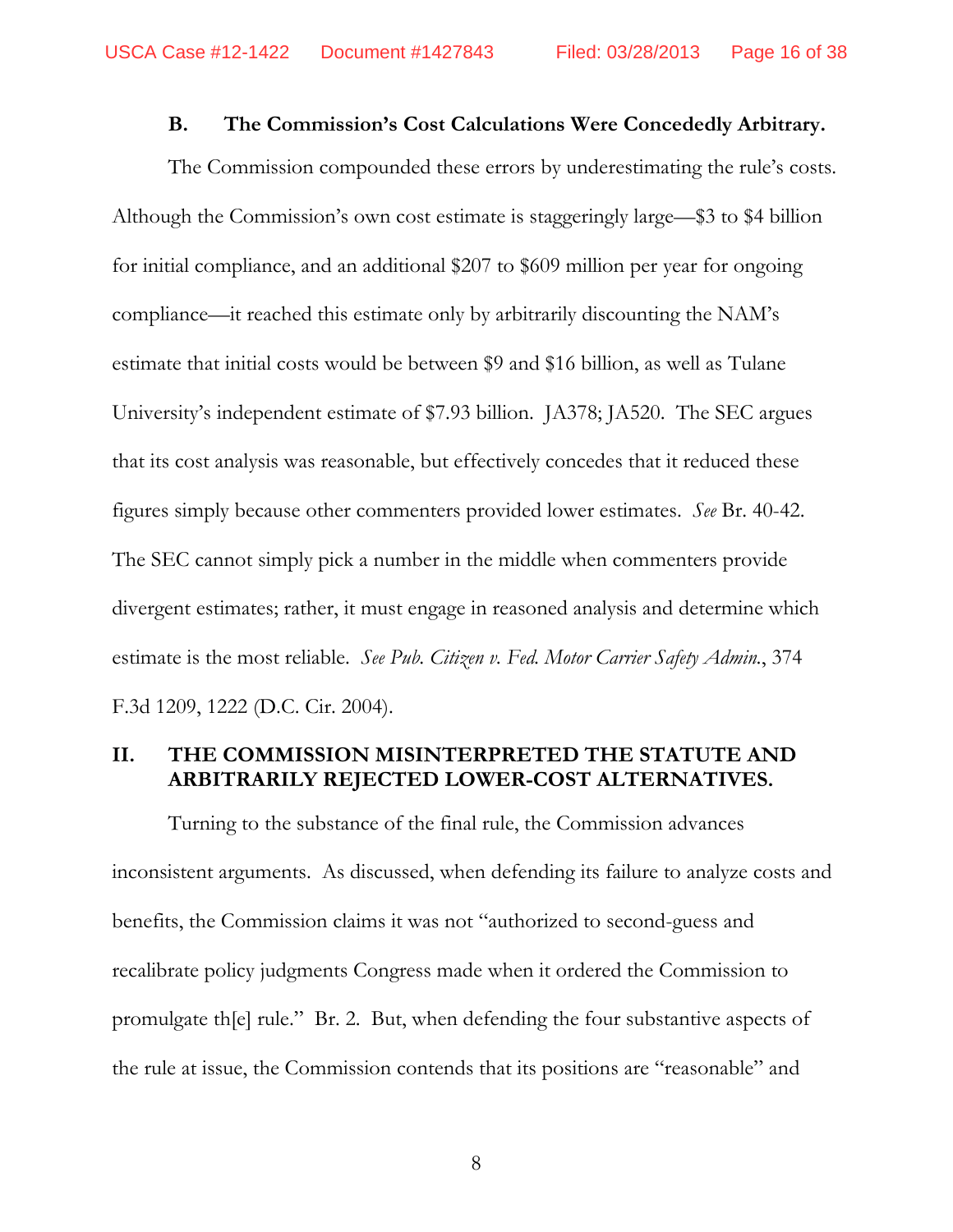### B. The Commission's Cost Calculations Were Concededly Arbitrary.

The Commission compounded these errors by underestimating the rule's costs. Although the Commission's own cost estimate is staggeringly large—$3 to $4 billion for initial compliance, and an additional $207 to $609 million per year for ongoing compliance—it reached this estimate only by arbitrarily discounting the NAM's estimate that initial costs would be between $9 and $16 billion, as well as Tulane University's independent estimate of $7.93 billion. JA378; JA520. The SEC argues that its cost analysis was reasonable, but effectively concedes that it reduced these figures simply because other commenters provided lower estimates. *See* Br. 40-42. The SEC cannot simply pick a number in the middle when commenters provide divergent estimates; rather, it must engage in reasoned analysis and determine which estimate is the most reliable. *See Pub. Citizen v. Fed. Motor Carrier Safety Admin.*, 374 F.3d 1209, 1222 (D.C. Cir. 2004).

## II. THE COMMISSION MISINTERPRETED THE STATUTE AND ARBITRARILY REJECTED LOWER-COST ALTERNATIVES.

Turning to the substance of the final rule, the Commission advances inconsistent arguments. As discussed, when defending its failure to analyze costs and benefits, the Commission claims it was not "authorized to second-guess and recalibrate policy judgments Congress made when it ordered the Commission to promulgate th[e] rule." Br. 2. But, when defending the four substantive aspects of the rule at issue, the Commission contends that its positions are "reasonable" and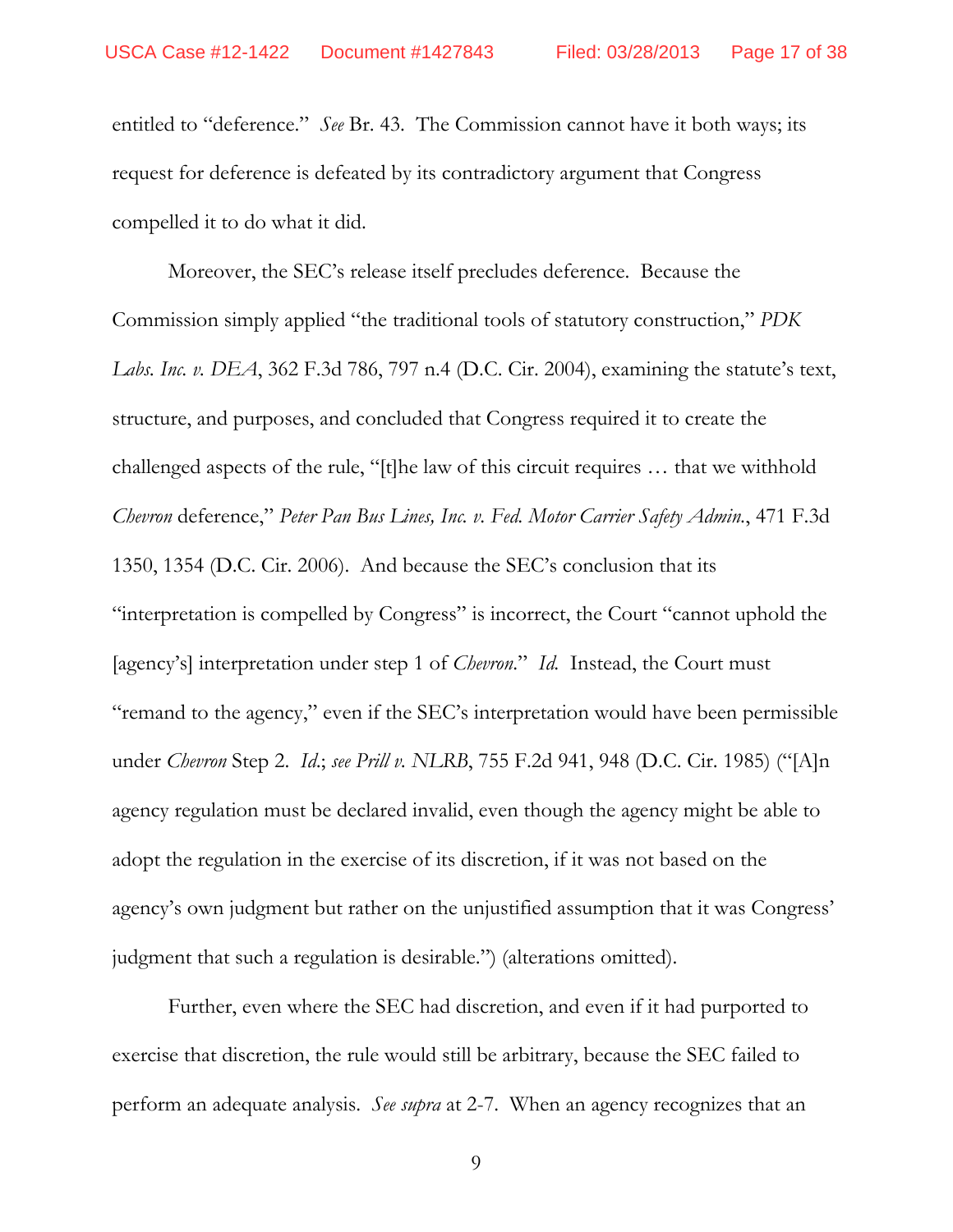entitled to "deference." *See* Br. 43. The Commission cannot have it both ways; its request for deference is defeated by its contradictory argument that Congress compelled it to do what it did.

Moreover, the SEC's release itself precludes deference. Because the Commission simply applied "the traditional tools of statutory construction," *PDK Labs. Inc. v. DEA*, 362 F.3d 786, 797 n.4 (D.C. Cir. 2004), examining the statute's text, structure, and purposes, and concluded that Congress required it to create the challenged aspects of the rule, "[t]he law of this circuit requires … that we withhold *Chevron* deference," *Peter Pan Bus Lines, Inc. v. Fed. Motor Carrier Safety Admin.*, 471 F.3d 1350, 1354 (D.C. Cir. 2006). And because the SEC's conclusion that its "interpretation is compelled by Congress" is incorrect, the Court "cannot uphold the [agency's] interpretation under step 1 of *Chevron*." *Id.* Instead, the Court must "remand to the agency," even if the SEC's interpretation would have been permissible under *Chevron* Step 2. *Id.*; *see Prill v. NLRB*, 755 F.2d 941, 948 (D.C. Cir. 1985) ("[A]n agency regulation must be declared invalid, even though the agency might be able to adopt the regulation in the exercise of its discretion, if it was not based on the agency's own judgment but rather on the unjustified assumption that it was Congress' judgment that such a regulation is desirable.") (alterations omitted).

Further, even where the SEC had discretion, and even if it had purported to exercise that discretion, the rule would still be arbitrary, because the SEC failed to perform an adequate analysis. *See supra* at 2-7. When an agency recognizes that an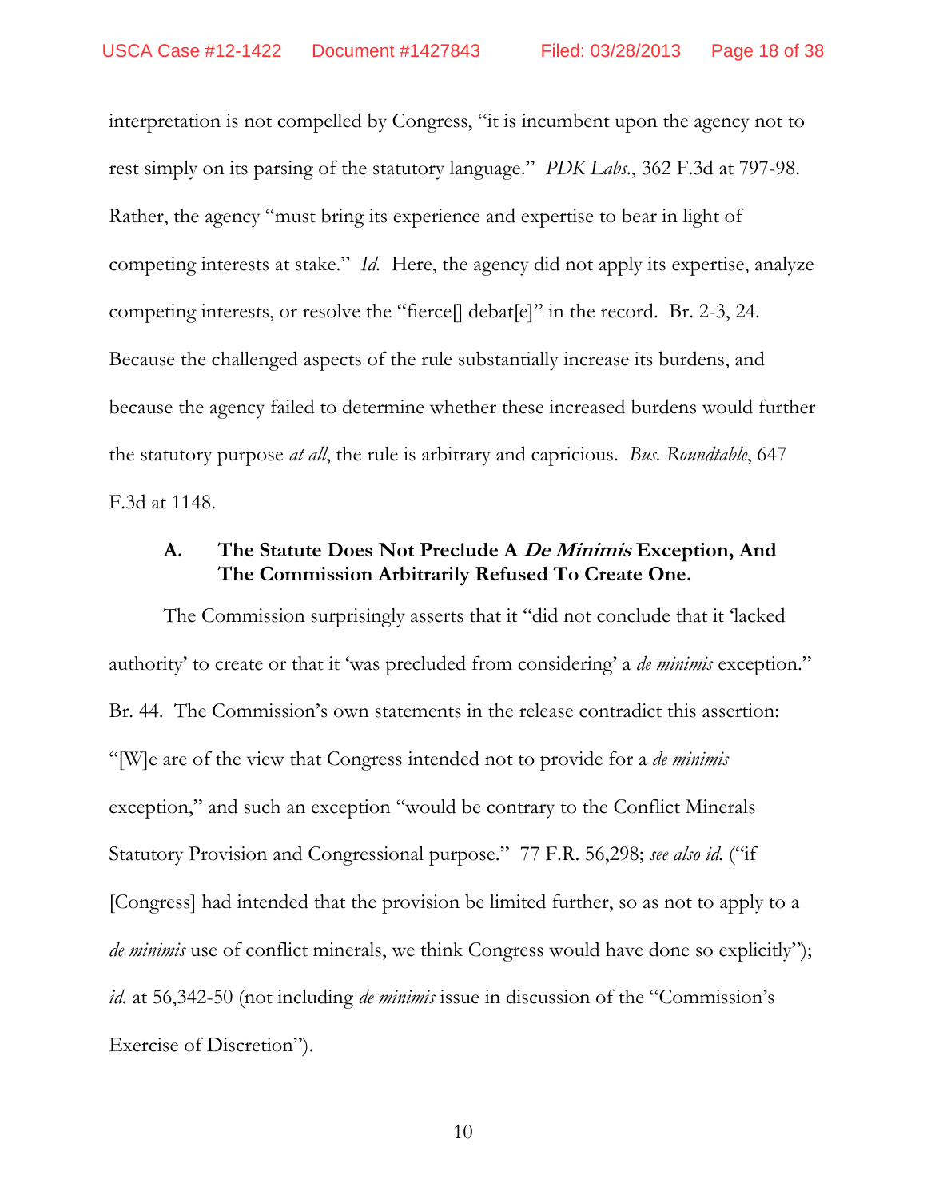interpretation is not compelled by Congress, "it is incumbent upon the agency not to rest simply on its parsing of the statutory language." *PDK Labs.*, 362 F.3d at 797-98. Rather, the agency "must bring its experience and expertise to bear in light of competing interests at stake." *Id.* Here, the agency did not apply its expertise, analyze competing interests, or resolve the "fierce[] debat[e]" in the record. Br. 2-3, 24. Because the challenged aspects of the rule substantially increase its burdens, and because the agency failed to determine whether these increased burdens would further the statutory purpose *at all*, the rule is arbitrary and capricious. *Bus. Roundtable*, 647 F.3d at 1148.

### A. The Statute Does Not Preclude A *De Minimis* Exception, And The Commission Arbitrarily Refused To Create One.

The Commission surprisingly asserts that it "did not conclude that it 'lacked authority' to create or that it 'was precluded from considering' a *de minimis* exception." Br. 44. The Commission's own statements in the release contradict this assertion: "[W]e are of the view that Congress intended not to provide for a *de minimis* exception," and such an exception "would be contrary to the Conflict Minerals Statutory Provision and Congressional purpose." 77 F.R. 56,298; *see also id.* ("if [Congress] had intended that the provision be limited further, so as not to apply to a *de minimis* use of conflict minerals, we think Congress would have done so explicitly"); *id.* at 56,342-50 (not including *de minimis* issue in discussion of the "Commission's Exercise of Discretion").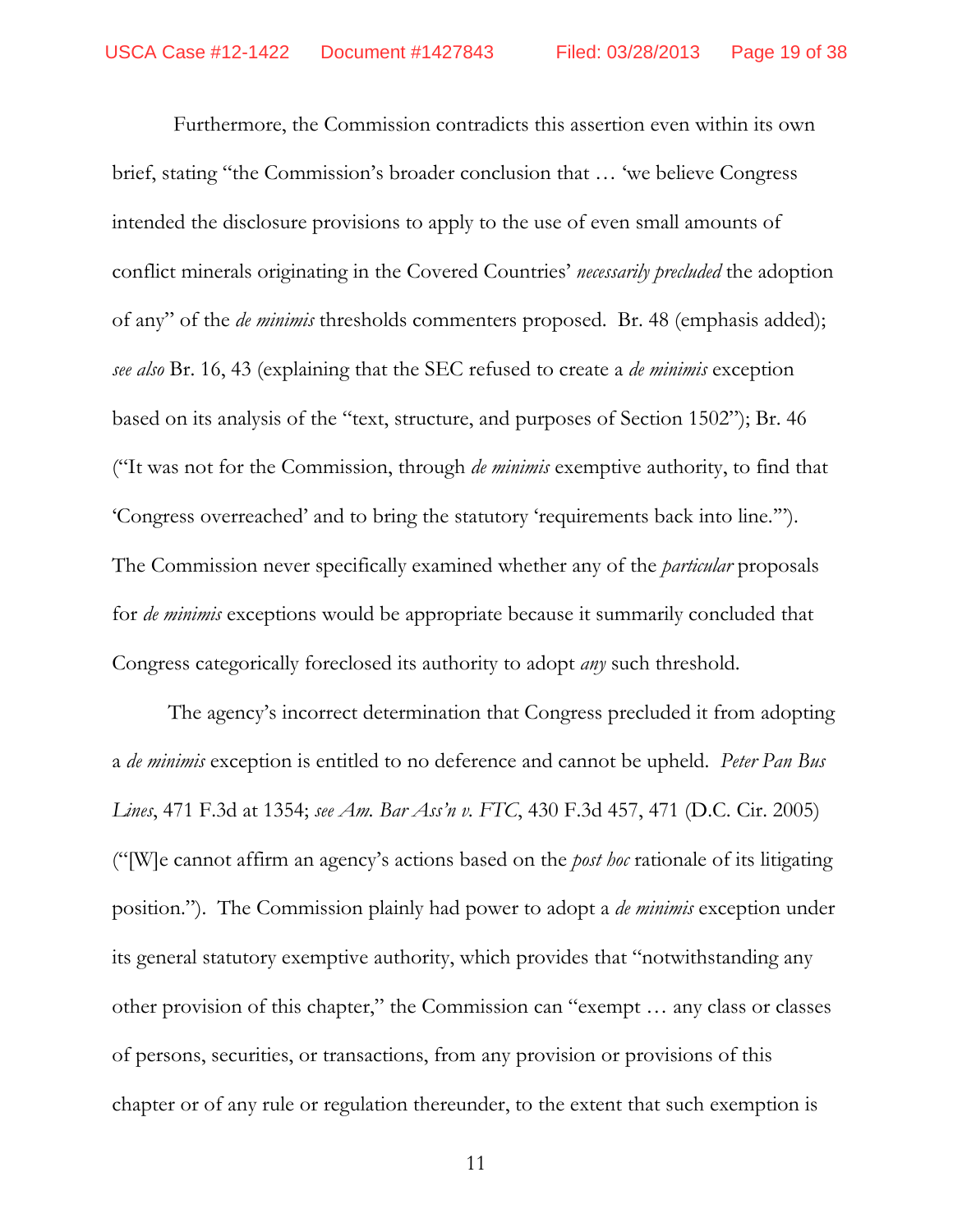Furthermore, the Commission contradicts this assertion even within its own brief, stating "the Commission's broader conclusion that … 'we believe Congress intended the disclosure provisions to apply to the use of even small amounts of conflict minerals originating in the Covered Countries' *necessarily precluded* the adoption of any" of the *de minimis* thresholds commenters proposed. Br. 48 (emphasis added); *see also* Br. 16, 43 (explaining that the SEC refused to create a *de minimis* exception based on its analysis of the "text, structure, and purposes of Section 1502"); Br. 46 ("It was not for the Commission, through *de minimis* exemptive authority, to find that 'Congress overreached' and to bring the statutory 'requirements back into line.'"). The Commission never specifically examined whether any of the *particular* proposals for *de minimis* exceptions would be appropriate because it summarily concluded that Congress categorically foreclosed its authority to adopt *any* such threshold.

The agency's incorrect determination that Congress precluded it from adopting a *de minimis* exception is entitled to no deference and cannot be upheld. *Peter Pan Bus Lines*, 471 F.3d at 1354; *see Am. Bar Ass'n v. FTC*, 430 F.3d 457, 471 (D.C. Cir. 2005) ("[W]e cannot affirm an agency's actions based on the *post hoc* rationale of its litigating position."). The Commission plainly had power to adopt a *de minimis* exception under its general statutory exemptive authority, which provides that "notwithstanding any other provision of this chapter," the Commission can "exempt … any class or classes of persons, securities, or transactions, from any provision or provisions of this chapter or of any rule or regulation thereunder, to the extent that such exemption is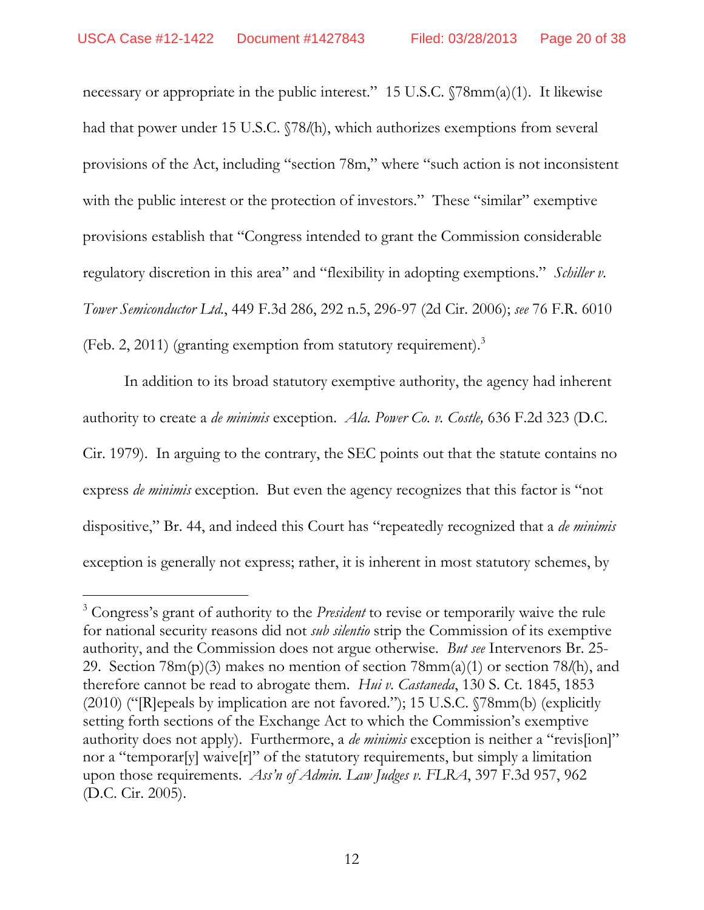necessary or appropriate in the public interest." 15 U.S.C. §78mm(a)(1). It likewise had that power under 15 U.S.C. §78*l*(h), which authorizes exemptions from several provisions of the Act, including "section 78m," where "such action is not inconsistent with the public interest or the protection of investors." These "similar" exemptive provisions establish that "Congress intended to grant the Commission considerable regulatory discretion in this area" and "flexibility in adopting exemptions." *Schiller v. Tower Semiconductor Ltd.*, 449 F.3d 286, 292 n.5, 296-97 (2d Cir. 2006); *see* 76 F.R. 6010 (Feb. 2, 2011) (granting exemption from statutory requirement).[3]

In addition to its broad statutory exemptive authority, the agency had inherent authority to create a *de minimis* exception. *Ala. Power Co. v. Costle,* 636 F.2d 323 (D.C. Cir. 1979). In arguing to the contrary, the SEC points out that the statute contains no express *de minimis* exception. But even the agency recognizes that this factor is "not dispositive," Br. 44, and indeed this Court has "repeatedly recognized that a *de minimis* exception is generally not express; rather, it is inherent in most statutory schemes, by

---

[3] Congress's grant of authority to the *President* to revise or temporarily waive the rule for national security reasons did not *sub silentio* strip the Commission of its exemptive authority, and the Commission does not argue otherwise. *But see* Intervenors Br. 25-29. Section 78m(p)(3) makes no mention of section 78mm(a)(1) or section 78*l*(h), and therefore cannot be read to abrogate them. *Hui v. Castaneda*, 130 S. Ct. 1845, 1853 (2010) ("[R]epeals by implication are not favored."); 15 U.S.C. §78mm(b) (explicitly setting forth sections of the Exchange Act to which the Commission's exemptive authority does not apply). Furthermore, a *de minimis* exception is neither a "revis[ion]" nor a "temporar[y] waive[r]" of the statutory requirements, but simply a limitation upon those requirements. *Ass'n of Admin. Law Judges v. FLRA*, 397 F.3d 957, 962 (D.C. Cir. 2005).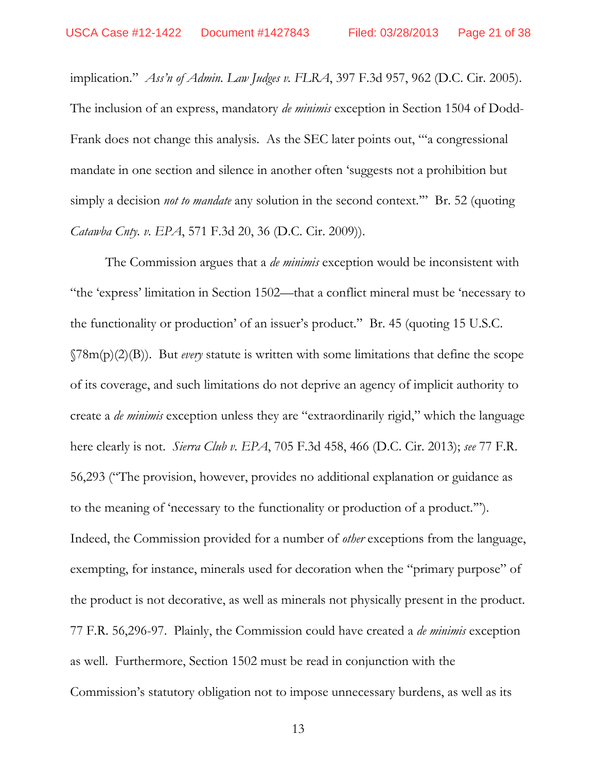implication." *Ass'n of Admin. Law Judges v. FLRA*, 397 F.3d 957, 962 (D.C. Cir. 2005). The inclusion of an express, mandatory *de minimis* exception in Section 1504 of Dodd-Frank does not change this analysis. As the SEC later points out, "'a congressional mandate in one section and silence in another often 'suggests not a prohibition but simply a decision *not to mandate* any solution in the second context.'" Br. 52 (quoting *Catawba Cnty. v. EPA*, 571 F.3d 20, 36 (D.C. Cir. 2009)).

The Commission argues that a *de minimis* exception would be inconsistent with "the 'express' limitation in Section 1502—that a conflict mineral must be 'necessary to the functionality or production' of an issuer's product." Br. 45 (quoting 15 U.S.C. §78m(p)(2)(B)). But *every* statute is written with some limitations that define the scope of its coverage, and such limitations do not deprive an agency of implicit authority to create a *de minimis* exception unless they are "extraordinarily rigid," which the language here clearly is not. *Sierra Club v. EPA*, 705 F.3d 458, 466 (D.C. Cir. 2013); *see* 77 F.R. 56,293 ("The provision, however, provides no additional explanation or guidance as to the meaning of 'necessary to the functionality or production of a product.'"). Indeed, the Commission provided for a number of *other* exceptions from the language, exempting, for instance, minerals used for decoration when the "primary purpose" of the product is not decorative, as well as minerals not physically present in the product. 77 F.R. 56,296-97. Plainly, the Commission could have created a *de minimis* exception as well. Furthermore, Section 1502 must be read in conjunction with the Commission's statutory obligation not to impose unnecessary burdens, as well as its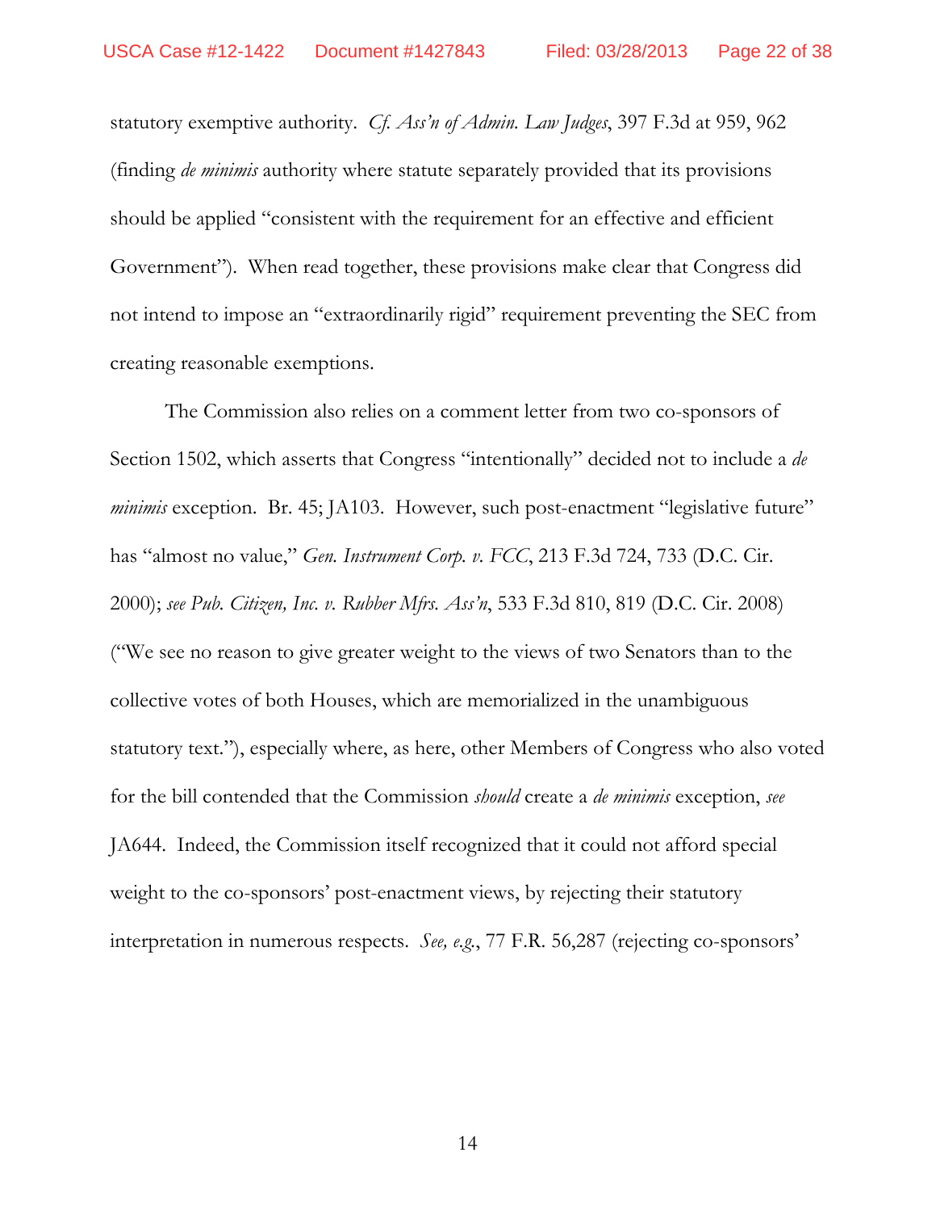statutory exemptive authority. *Cf. Ass'n of Admin. Law Judges*, 397 F.3d at 959, 962 (finding *de minimis* authority where statute separately provided that its provisions should be applied "consistent with the requirement for an effective and efficient Government"). When read together, these provisions make clear that Congress did not intend to impose an "extraordinarily rigid" requirement preventing the SEC from creating reasonable exemptions.

The Commission also relies on a comment letter from two co-sponsors of Section 1502, which asserts that Congress "intentionally" decided not to include a *de minimis* exception. Br. 45; JA103. However, such post-enactment "legislative future" has "almost no value," *Gen. Instrument Corp. v. FCC*, 213 F.3d 724, 733 (D.C. Cir. 2000); *see Pub. Citizen, Inc. v. Rubber Mfrs. Ass'n*, 533 F.3d 810, 819 (D.C. Cir. 2008) ("We see no reason to give greater weight to the views of two Senators than to the collective votes of both Houses, which are memorialized in the unambiguous statutory text."), especially where, as here, other Members of Congress who also voted for the bill contended that the Commission *should* create a *de minimis* exception, *see* JA644. Indeed, the Commission itself recognized that it could not afford special weight to the co-sponsors' post-enactment views, by rejecting their statutory interpretation in numerous respects. *See, e.g.*, 77 F.R. 56,287 (rejecting co-sponsors'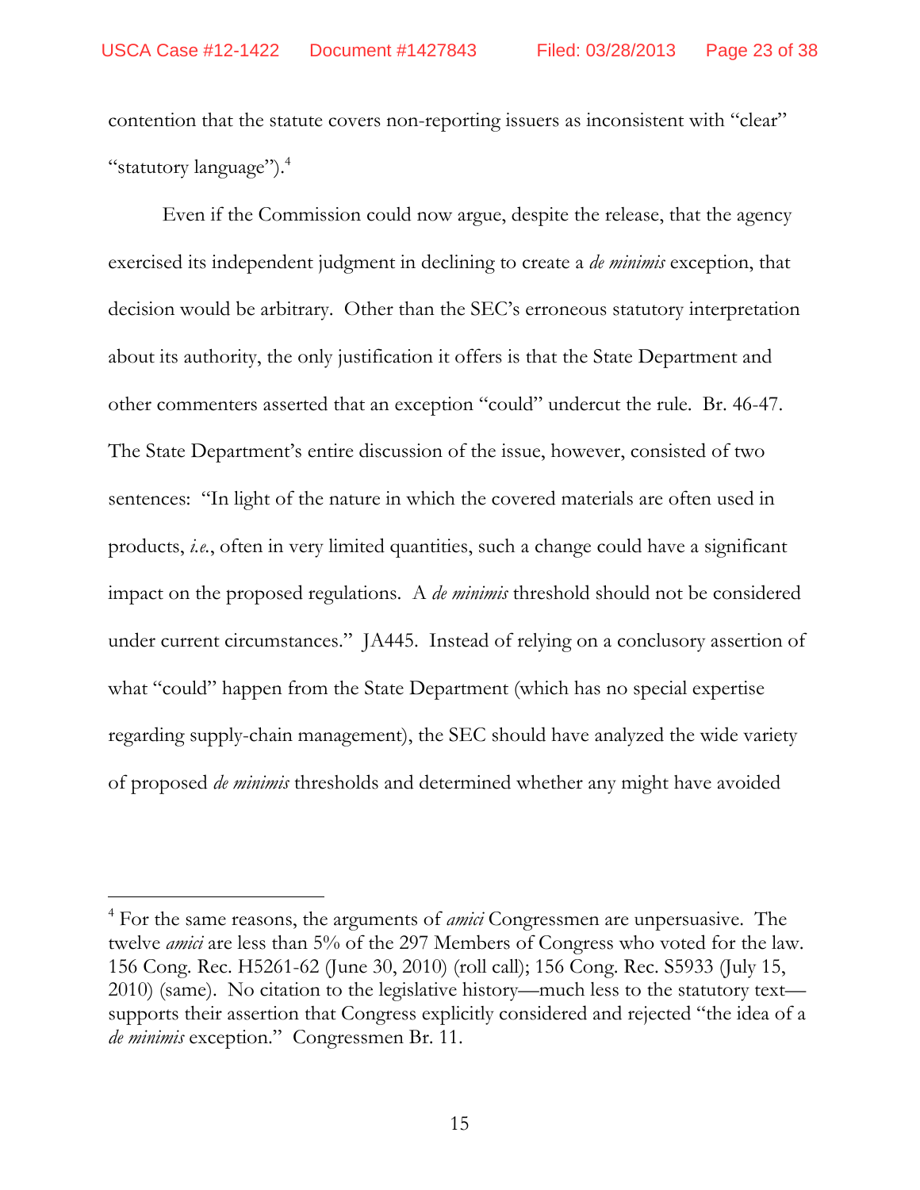contention that the statute covers non-reporting issuers as inconsistent with "clear" "statutory language").[4]

Even if the Commission could now argue, despite the release, that the agency exercised its independent judgment in declining to create a *de minimis* exception, that decision would be arbitrary. Other than the SEC's erroneous statutory interpretation about its authority, the only justification it offers is that the State Department and other commenters asserted that an exception "could" undercut the rule. Br. 46-47. The State Department's entire discussion of the issue, however, consisted of two sentences: "In light of the nature in which the covered materials are often used in products, *i.e.*, often in very limited quantities, such a change could have a significant impact on the proposed regulations. A *de minimis* threshold should not be considered under current circumstances." JA445. Instead of relying on a conclusory assertion of what "could" happen from the State Department (which has no special expertise regarding supply-chain management), the SEC should have analyzed the wide variety of proposed *de minimis* thresholds and determined whether any might have avoided

[4] For the same reasons, the arguments of *amici* Congressmen are unpersuasive. The twelve *amici* are less than 5% of the 297 Members of Congress who voted for the law. 156 Cong. Rec. H5261-62 (June 30, 2010) (roll call); 156 Cong. Rec. S5933 (July 15, 2010) (same). No citation to the legislative history—much less to the statutory text—supports their assertion that Congress explicitly considered and rejected "the idea of a *de minimis* exception." Congressmen Br. 11.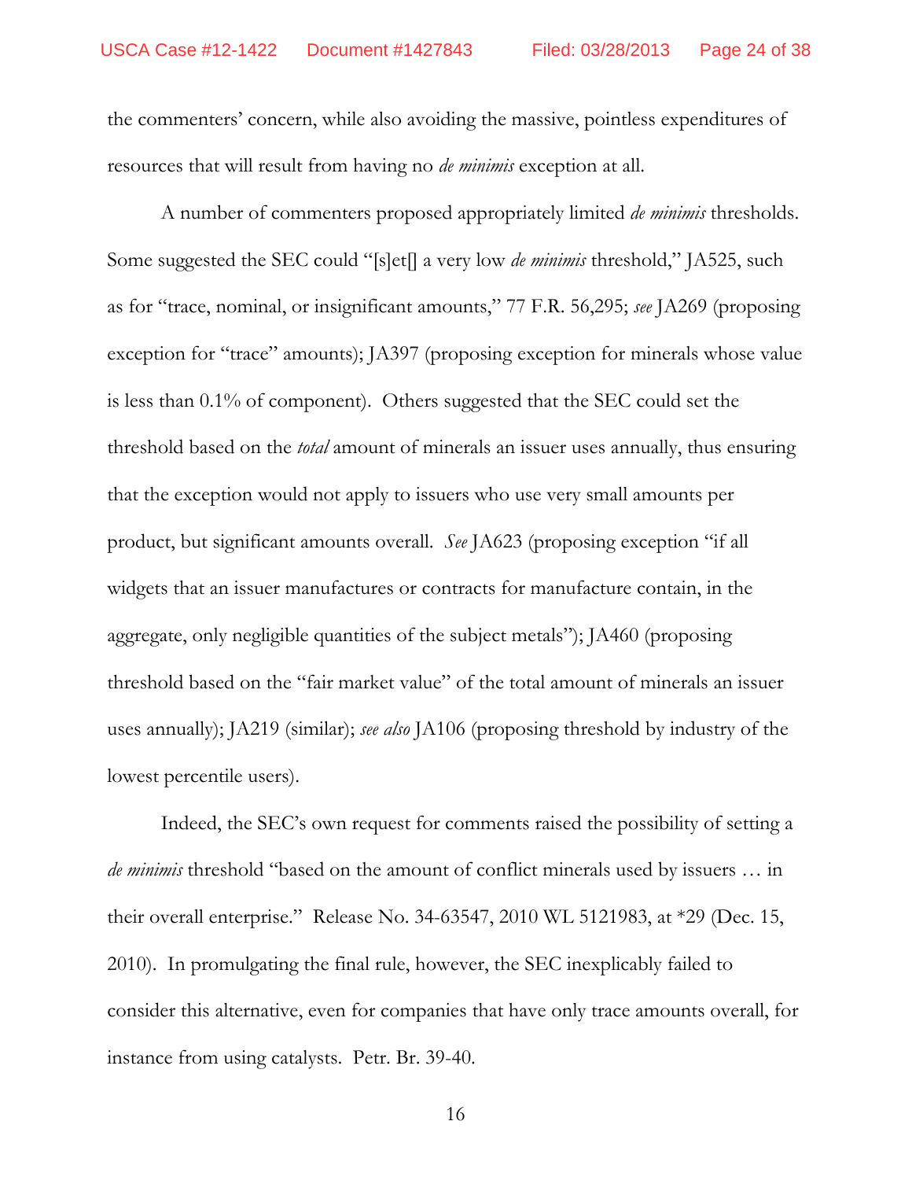the commenters' concern, while also avoiding the massive, pointless expenditures of resources that will result from having no *de minimis* exception at all.

A number of commenters proposed appropriately limited *de minimis* thresholds. Some suggested the SEC could "[s]et[] a very low *de minimis* threshold," JA525, such as for "trace, nominal, or insignificant amounts," 77 F.R. 56,295; *see* JA269 (proposing exception for "trace" amounts); JA397 (proposing exception for minerals whose value is less than 0.1% of component). Others suggested that the SEC could set the threshold based on the *total* amount of minerals an issuer uses annually, thus ensuring that the exception would not apply to issuers who use very small amounts per product, but significant amounts overall. *See* JA623 (proposing exception "if all widgets that an issuer manufactures or contracts for manufacture contain, in the aggregate, only negligible quantities of the subject metals"); JA460 (proposing threshold based on the "fair market value" of the total amount of minerals an issuer uses annually); JA219 (similar); *see also* JA106 (proposing threshold by industry of the lowest percentile users).

Indeed, the SEC's own request for comments raised the possibility of setting a *de minimis* threshold "based on the amount of conflict minerals used by issuers … in their overall enterprise." Release No. 34-63547, 2010 WL 5121983, at *29 (Dec. 15, 2010). In promulgating the final rule, however, the SEC inexplicably failed to consider this alternative, even for companies that have only trace amounts overall, for instance from using catalysts. Petr. Br. 39-40.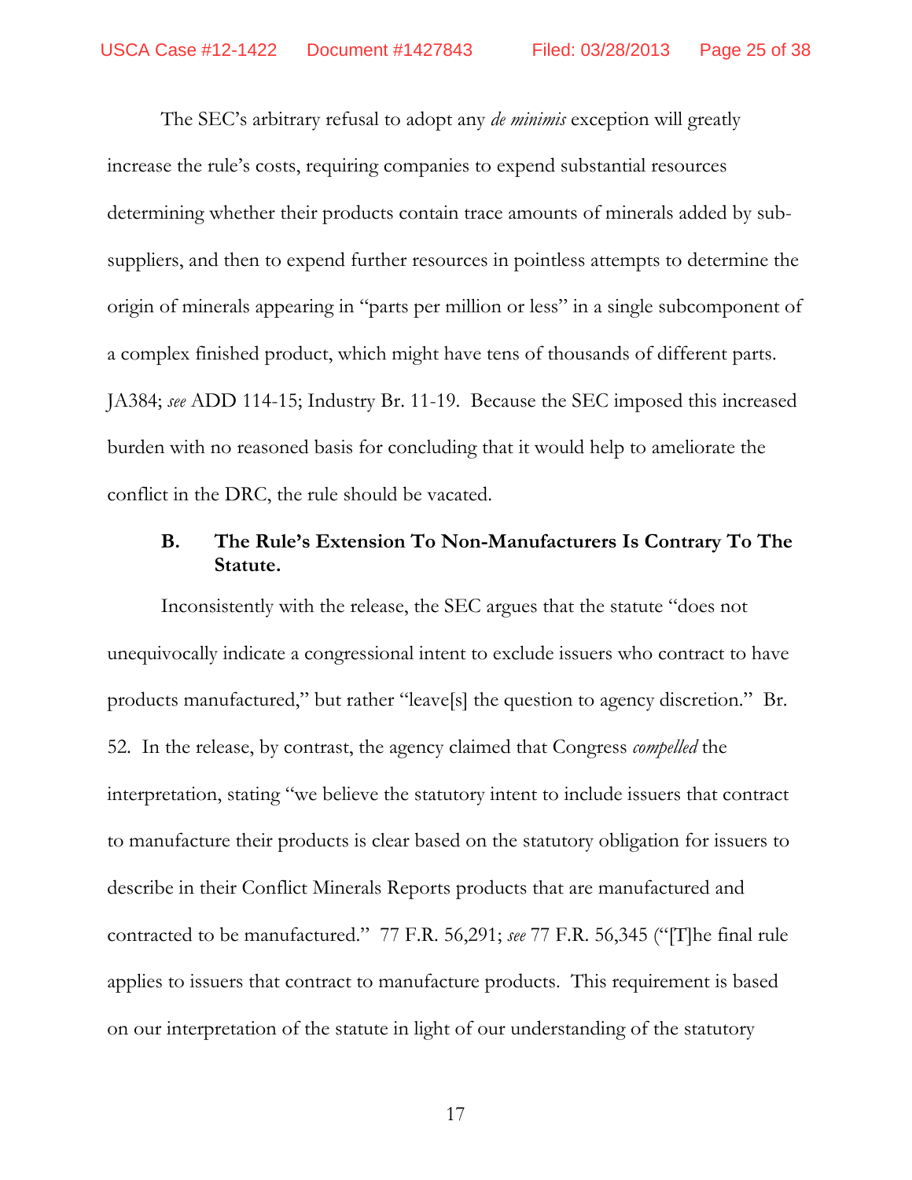The SEC's arbitrary refusal to adopt any *de minimis* exception will greatly increase the rule's costs, requiring companies to expend substantial resources determining whether their products contain trace amounts of minerals added by sub-suppliers, and then to expend further resources in pointless attempts to determine the origin of minerals appearing in "parts per million or less" in a single subcomponent of a complex finished product, which might have tens of thousands of different parts. JA384; *see* ADD 114-15; Industry Br. 11-19. Because the SEC imposed this increased burden with no reasoned basis for concluding that it would help to ameliorate the conflict in the DRC, the rule should be vacated.

### B. The Rule's Extension To Non-Manufacturers Is Contrary To The Statute.

Inconsistently with the release, the SEC argues that the statute "does not unequivocally indicate a congressional intent to exclude issuers who contract to have products manufactured," but rather "leave[s] the question to agency discretion." Br. 52. In the release, by contrast, the agency claimed that Congress *compelled* the interpretation, stating "we believe the statutory intent to include issuers that contract to manufacture their products is clear based on the statutory obligation for issuers to describe in their Conflict Minerals Reports products that are manufactured and contracted to be manufactured." 77 F.R. 56,291; *see* 77 F.R. 56,345 ("[T]he final rule applies to issuers that contract to manufacture products. This requirement is based on our interpretation of the statute in light of our understanding of the statutory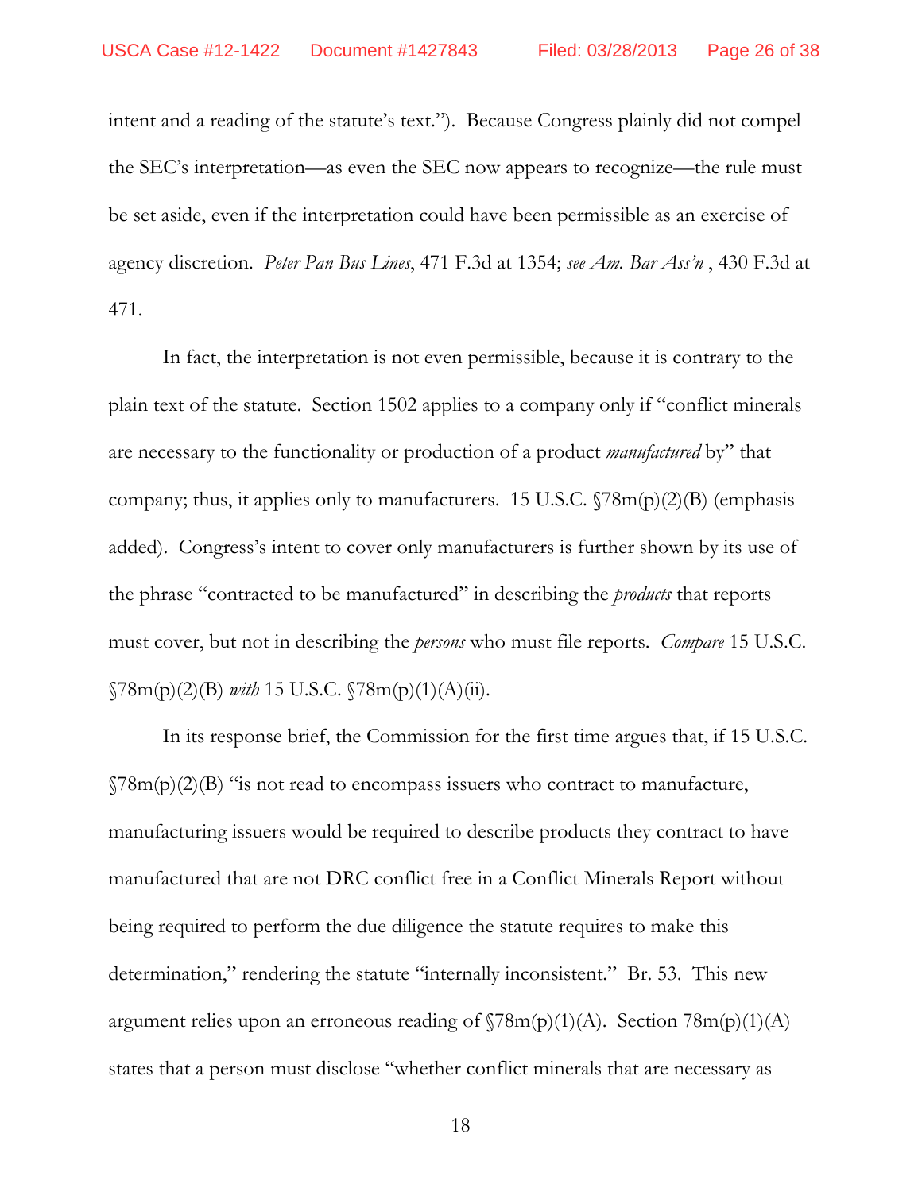intent and a reading of the statute's text."). Because Congress plainly did not compel the SEC's interpretation—as even the SEC now appears to recognize—the rule must be set aside, even if the interpretation could have been permissible as an exercise of agency discretion. *Peter Pan Bus Lines*, 471 F.3d at 1354; *see Am. Bar Ass'n* , 430 F.3d at 471.

In fact, the interpretation is not even permissible, because it is contrary to the plain text of the statute. Section 1502 applies to a company only if "conflict minerals are necessary to the functionality or production of a product *manufactured* by" that company; thus, it applies only to manufacturers. 15 U.S.C. §78m(p)(2)(B) (emphasis added). Congress's intent to cover only manufacturers is further shown by its use of the phrase "contracted to be manufactured" in describing the *products* that reports must cover, but not in describing the *persons* who must file reports. *Compare* 15 U.S.C. §78m(p)(2)(B) *with* 15 U.S.C. §78m(p)(1)(A)(ii).

In its response brief, the Commission for the first time argues that, if 15 U.S.C. §78m(p)(2)(B) "is not read to encompass issuers who contract to manufacture, manufacturing issuers would be required to describe products they contract to have manufactured that are not DRC conflict free in a Conflict Minerals Report without being required to perform the due diligence the statute requires to make this determination," rendering the statute "internally inconsistent." Br. 53. This new argument relies upon an erroneous reading of §78m(p)(1)(A). Section 78m(p)(1)(A) states that a person must disclose "whether conflict minerals that are necessary as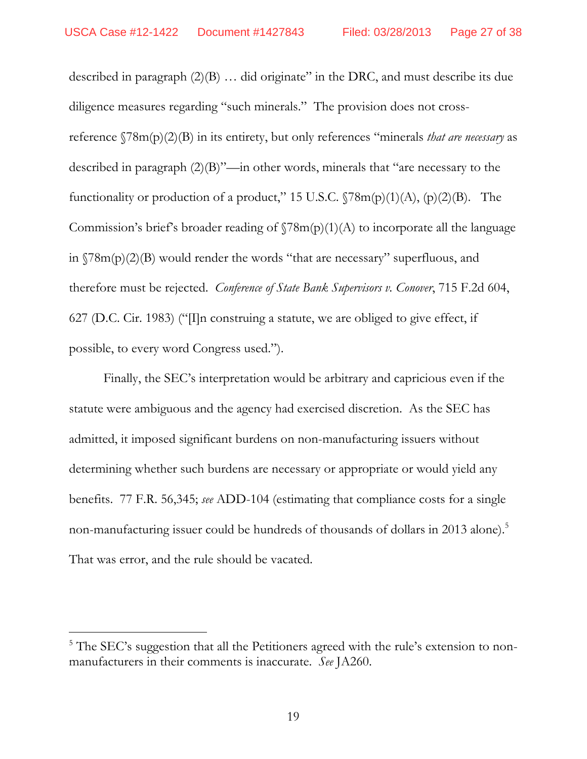described in paragraph (2)(B) … did originate" in the DRC, and must describe its due diligence measures regarding "such minerals." The provision does not cross-reference §78m(p)(2)(B) in its entirety, but only references "minerals *that are necessary* as described in paragraph (2)(B)"—in other words, minerals that "are necessary to the functionality or production of a product," 15 U.S.C. §78m(p)(1)(A), (p)(2)(B). The Commission's brief's broader reading of §78m(p)(1)(A) to incorporate all the language in §78m(p)(2)(B) would render the words "that are necessary" superfluous, and therefore must be rejected. *Conference of State Bank Supervisors v. Conover*, 715 F.2d 604, 627 (D.C. Cir. 1983) ("[I]n construing a statute, we are obliged to give effect, if possible, to every word Congress used.").

Finally, the SEC's interpretation would be arbitrary and capricious even if the statute were ambiguous and the agency had exercised discretion. As the SEC has admitted, it imposed significant burdens on non-manufacturing issuers without determining whether such burdens are necessary or appropriate or would yield any benefits. 77 F.R. 56,345; *see* ADD-104 (estimating that compliance costs for a single non-manufacturing issuer could be hundreds of thousands of dollars in 2013 alone).[5] That was error, and the rule should be vacated.

---

[5] The SEC's suggestion that all the Petitioners agreed with the rule's extension to non-manufacturers in their comments is inaccurate. *See* JA260.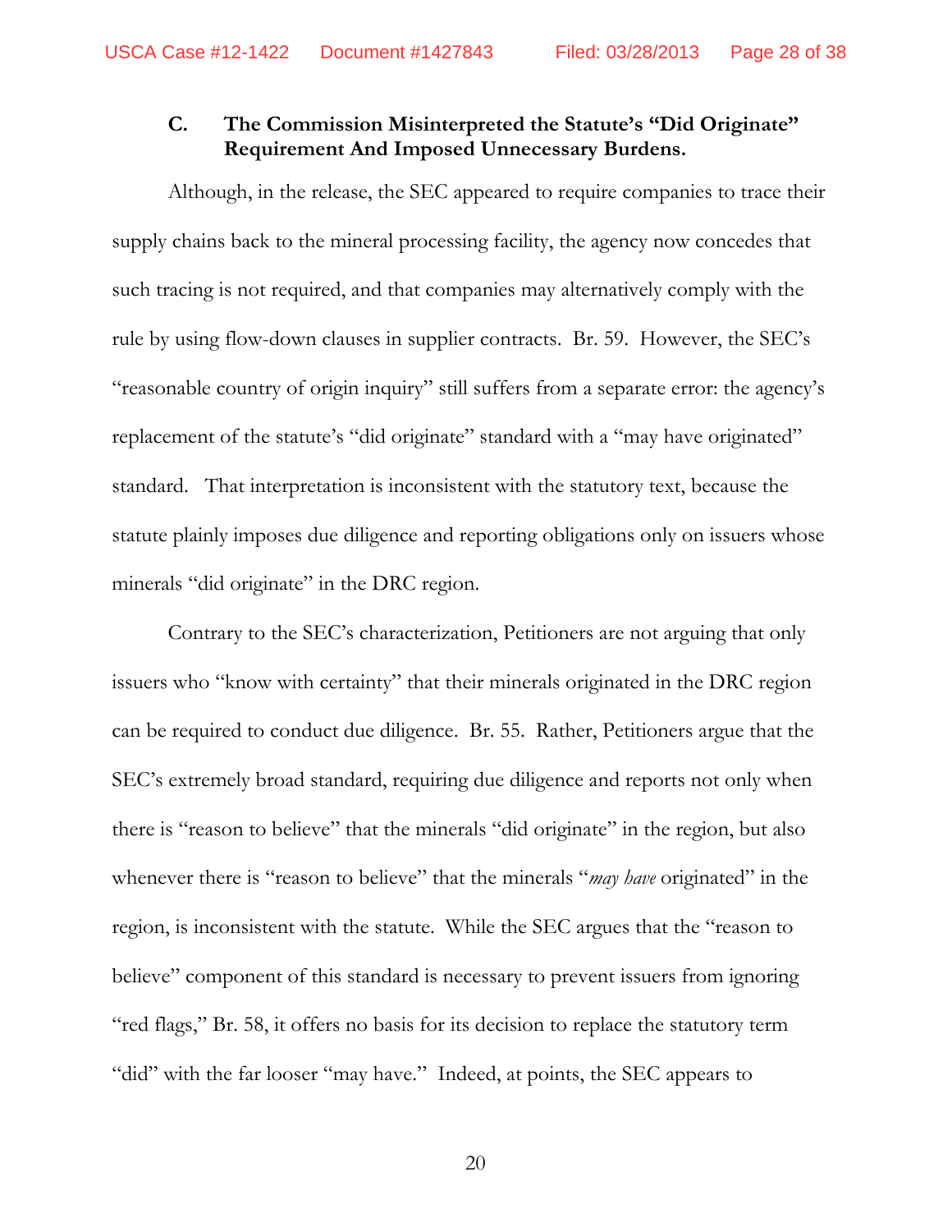### C. The Commission Misinterpreted the Statute's "Did Originate" Requirement And Imposed Unnecessary Burdens.

Although, in the release, the SEC appeared to require companies to trace their supply chains back to the mineral processing facility, the agency now concedes that such tracing is not required, and that companies may alternatively comply with the rule by using flow-down clauses in supplier contracts. Br. 59. However, the SEC's "reasonable country of origin inquiry" still suffers from a separate error: the agency's replacement of the statute's "did originate" standard with a "may have originated" standard. That interpretation is inconsistent with the statutory text, because the statute plainly imposes due diligence and reporting obligations only on issuers whose minerals "did originate" in the DRC region.

Contrary to the SEC's characterization, Petitioners are not arguing that only issuers who "know with certainty" that their minerals originated in the DRC region can be required to conduct due diligence. Br. 55. Rather, Petitioners argue that the SEC's extremely broad standard, requiring due diligence and reports not only when there is "reason to believe" that the minerals "did originate" in the region, but also whenever there is "reason to believe" that the minerals "*may have* originated" in the region, is inconsistent with the statute. While the SEC argues that the "reason to believe" component of this standard is necessary to prevent issuers from ignoring "red flags," Br. 58, it offers no basis for its decision to replace the statutory term "did" with the far looser "may have." Indeed, at points, the SEC appears to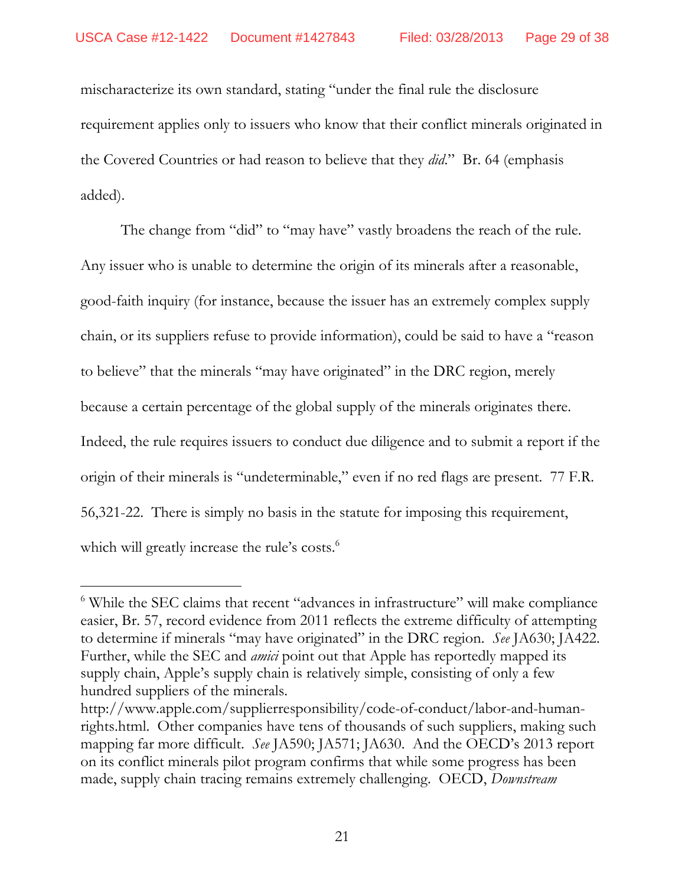mischaracterize its own standard, stating "under the final rule the disclosure requirement applies only to issuers who know that their conflict minerals originated in the Covered Countries or had reason to believe that they *did*." Br. 64 (emphasis added).

The change from "did" to "may have" vastly broadens the reach of the rule. Any issuer who is unable to determine the origin of its minerals after a reasonable, good-faith inquiry (for instance, because the issuer has an extremely complex supply chain, or its suppliers refuse to provide information), could be said to have a "reason to believe" that the minerals "may have originated" in the DRC region, merely because a certain percentage of the global supply of the minerals originates there. Indeed, the rule requires issuers to conduct due diligence and to submit a report if the origin of their minerals is "undeterminable," even if no red flags are present. 77 F.R. 56,321-22. There is simply no basis in the statute for imposing this requirement, which will greatly increase the rule's costs.[6]

---

[6] While the SEC claims that recent "advances in infrastructure" will make compliance easier, Br. 57, record evidence from 2011 reflects the extreme difficulty of attempting to determine if minerals "may have originated" in the DRC region. *See* JA630; JA422. Further, while the SEC and *amici* point out that Apple has reportedly mapped its supply chain, Apple's supply chain is relatively simple, consisting of only a few hundred suppliers of the minerals. http://www.apple.com/supplierresponsibility/code-of-conduct/labor-and-human-rights.html. Other companies have tens of thousands of such suppliers, making such mapping far more difficult. *See* JA590; JA571; JA630. And the OECD's 2013 report on its conflict minerals pilot program confirms that while some progress has been made, supply chain tracing remains extremely challenging. OECD, *Downstream*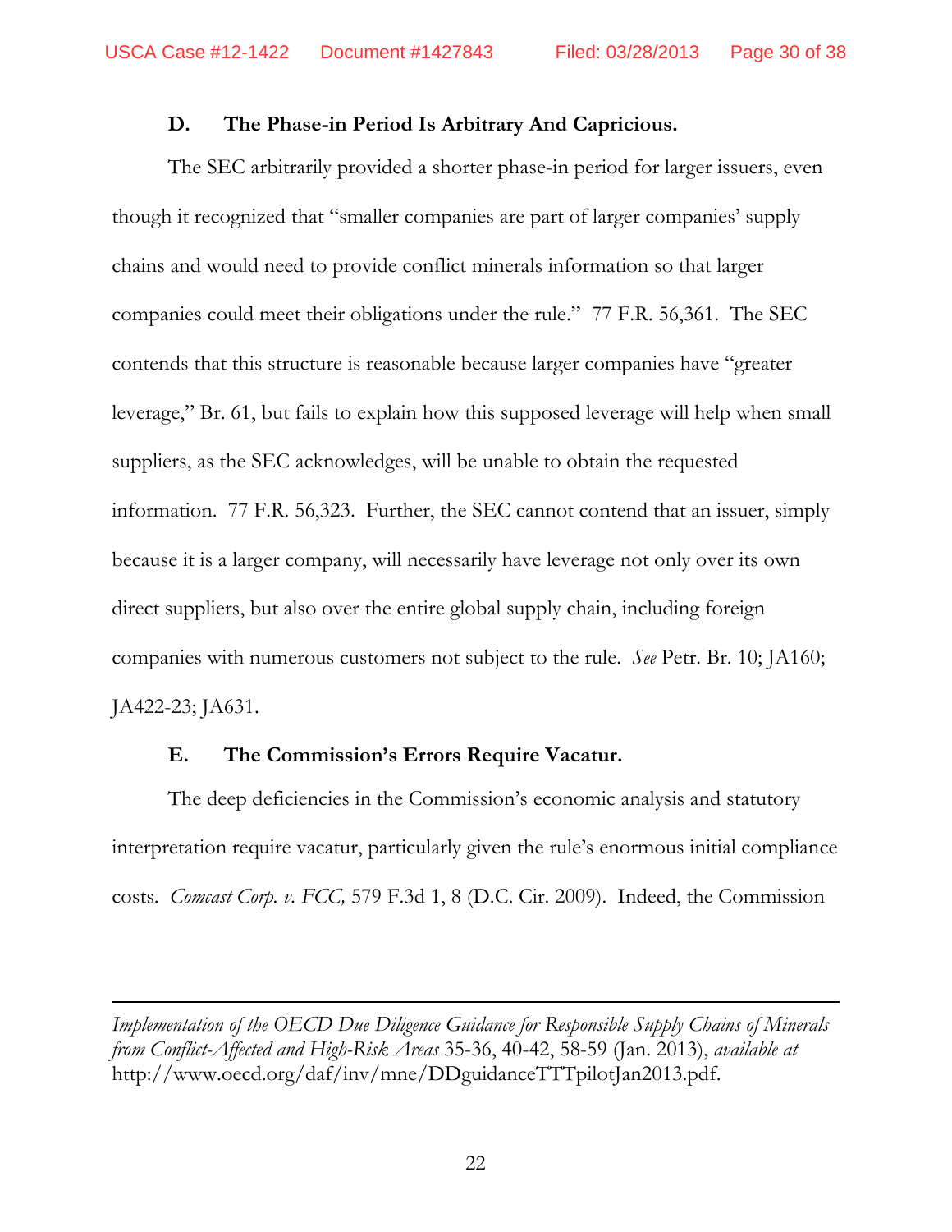### D. The Phase-in Period Is Arbitrary And Capricious.

The SEC arbitrarily provided a shorter phase-in period for larger issuers, even though it recognized that "smaller companies are part of larger companies' supply chains and would need to provide conflict minerals information so that larger companies could meet their obligations under the rule." 77 F.R. 56,361. The SEC contends that this structure is reasonable because larger companies have "greater leverage," Br. 61, but fails to explain how this supposed leverage will help when small suppliers, as the SEC acknowledges, will be unable to obtain the requested information. 77 F.R. 56,323. Further, the SEC cannot contend that an issuer, simply because it is a larger company, will necessarily have leverage not only over its own direct suppliers, but also over the entire global supply chain, including foreign companies with numerous customers not subject to the rule. *See* Petr. Br. 10; JA160; JA422-23; JA631.

### E. The Commission's Errors Require Vacatur.

The deep deficiencies in the Commission's economic analysis and statutory interpretation require vacatur, particularly given the rule's enormous initial compliance costs. *Comcast Corp. v. FCC,* 579 F.3d 1, 8 (D.C. Cir. 2009). Indeed, the Commission

---

*Implementation of the OECD Due Diligence Guidance for Responsible Supply Chains of Minerals from Conflict-Affected and High-Risk Areas* 35-36, 40-42, 58-59 (Jan. 2013), *available at* http://www.oecd.org/daf/inv/mne/DDguidanceTTTpilotJan2013.pdf.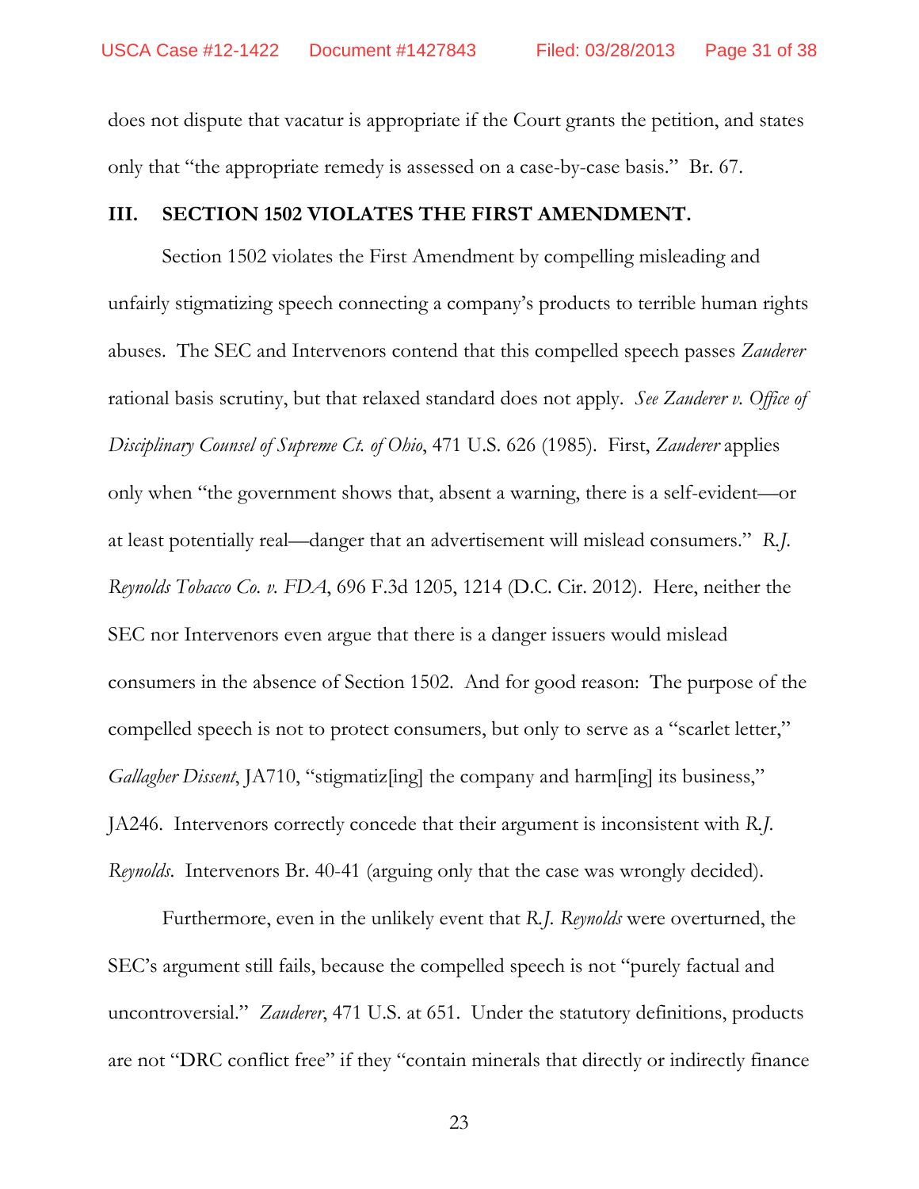does not dispute that vacatur is appropriate if the Court grants the petition, and states only that "the appropriate remedy is assessed on a case-by-case basis." Br. 67.

## III. SECTION 1502 VIOLATES THE FIRST AMENDMENT.

Section 1502 violates the First Amendment by compelling misleading and unfairly stigmatizing speech connecting a company's products to terrible human rights abuses. The SEC and Intervenors contend that this compelled speech passes *Zauderer* rational basis scrutiny, but that relaxed standard does not apply. *See Zauderer v. Office of Disciplinary Counsel of Supreme Ct. of Ohio*, 471 U.S. 626 (1985). First, *Zauderer* applies only when "the government shows that, absent a warning, there is a self-evident—or at least potentially real—danger that an advertisement will mislead consumers." *R.J. Reynolds Tobacco Co. v. FDA*, 696 F.3d 1205, 1214 (D.C. Cir. 2012). Here, neither the SEC nor Intervenors even argue that there is a danger issuers would mislead consumers in the absence of Section 1502. And for good reason: The purpose of the compelled speech is not to protect consumers, but only to serve as a "scarlet letter," *Gallagher Dissent*, JA710, "stigmatiz[ing] the company and harm[ing] its business," JA246. Intervenors correctly concede that their argument is inconsistent with *R.J. Reynolds*. Intervenors Br. 40-41 (arguing only that the case was wrongly decided).

Furthermore, even in the unlikely event that *R.J. Reynolds* were overturned, the SEC's argument still fails, because the compelled speech is not "purely factual and uncontroversial." *Zauderer*, 471 U.S. at 651. Under the statutory definitions, products are not "DRC conflict free" if they "contain minerals that directly or indirectly finance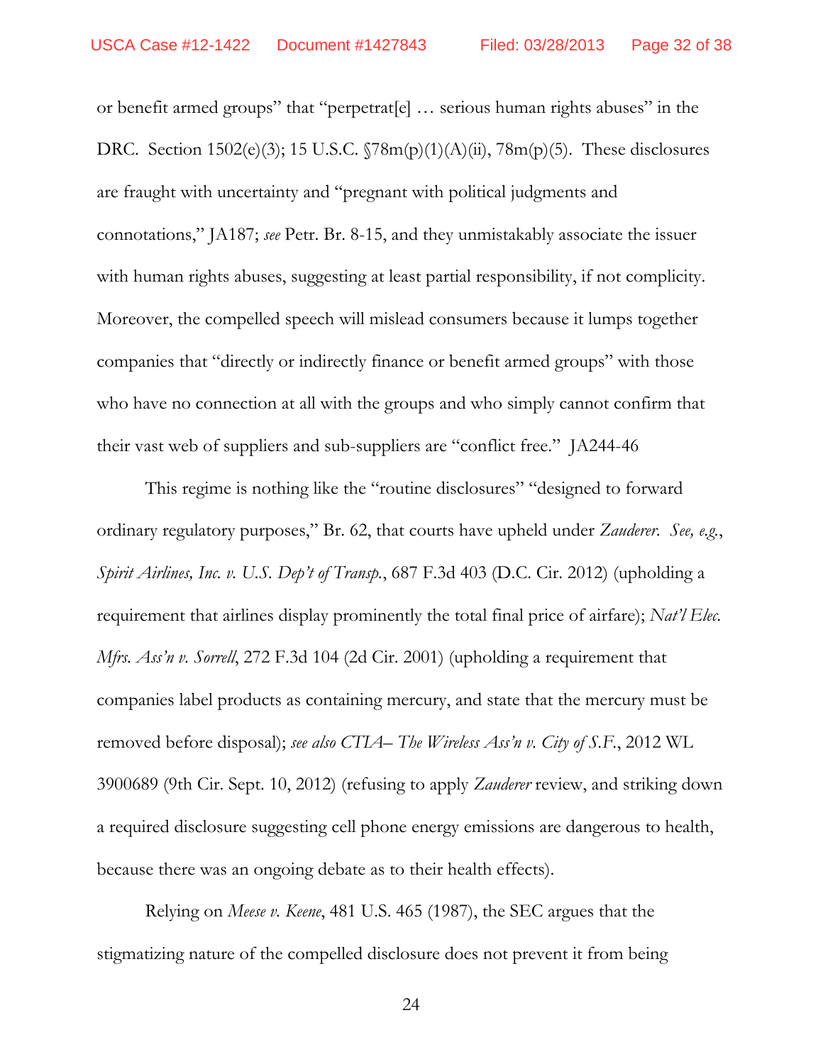or benefit armed groups" that "perpetrat[e] … serious human rights abuses" in the DRC. Section 1502(e)(3); 15 U.S.C. §78m(p)(1)(A)(ii), 78m(p)(5). These disclosures are fraught with uncertainty and "pregnant with political judgments and connotations," JA187; *see* Petr. Br. 8-15, and they unmistakably associate the issuer with human rights abuses, suggesting at least partial responsibility, if not complicity. Moreover, the compelled speech will mislead consumers because it lumps together companies that "directly or indirectly finance or benefit armed groups" with those who have no connection at all with the groups and who simply cannot confirm that their vast web of suppliers and sub-suppliers are "conflict free." JA244-46

This regime is nothing like the "routine disclosures" "designed to forward ordinary regulatory purposes," Br. 62, that courts have upheld under *Zauderer*. *See, e.g.*, *Spirit Airlines, Inc. v. U.S. Dep't of Transp.*, 687 F.3d 403 (D.C. Cir. 2012) (upholding a requirement that airlines display prominently the total final price of airfare); *Nat'l Elec. Mfrs. Ass'n v. Sorrell*, 272 F.3d 104 (2d Cir. 2001) (upholding a requirement that companies label products as containing mercury, and state that the mercury must be removed before disposal); *see also CTIA– The Wireless Ass'n v. City of S.F.*, 2012 WL 3900689 (9th Cir. Sept. 10, 2012) (refusing to apply *Zauderer* review, and striking down a required disclosure suggesting cell phone energy emissions are dangerous to health, because there was an ongoing debate as to their health effects).

Relying on *Meese v. Keene*, 481 U.S. 465 (1987), the SEC argues that the stigmatizing nature of the compelled disclosure does not prevent it from being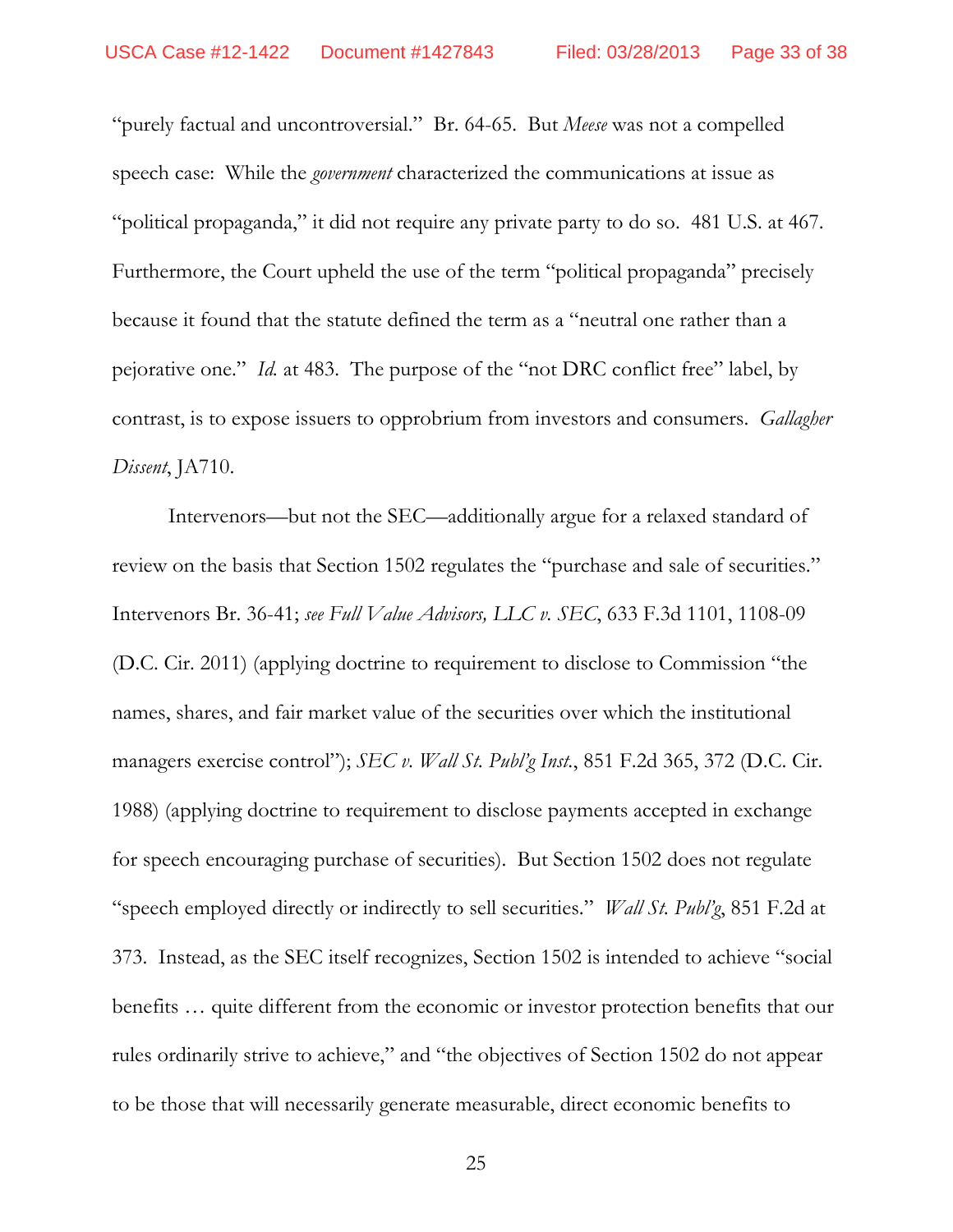"purely factual and uncontroversial." Br. 64-65. But *Meese* was not a compelled speech case: While the *government* characterized the communications at issue as "political propaganda," it did not require any private party to do so. 481 U.S. at 467. Furthermore, the Court upheld the use of the term "political propaganda" precisely because it found that the statute defined the term as a "neutral one rather than a pejorative one." *Id.* at 483. The purpose of the "not DRC conflict free" label, by contrast, is to expose issuers to opprobrium from investors and consumers. *Gallagher Dissent*, JA710.

Intervenors—but not the SEC—additionally argue for a relaxed standard of review on the basis that Section 1502 regulates the "purchase and sale of securities." Intervenors Br. 36-41; *see Full Value Advisors, LLC v. SEC*, 633 F.3d 1101, 1108-09 (D.C. Cir. 2011) (applying doctrine to requirement to disclose to Commission "the names, shares, and fair market value of the securities over which the institutional managers exercise control"); *SEC v. Wall St. Publ'g Inst.*, 851 F.2d 365, 372 (D.C. Cir. 1988) (applying doctrine to requirement to disclose payments accepted in exchange for speech encouraging purchase of securities). But Section 1502 does not regulate "speech employed directly or indirectly to sell securities." *Wall St. Publ'g*, 851 F.2d at 373. Instead, as the SEC itself recognizes, Section 1502 is intended to achieve "social benefits … quite different from the economic or investor protection benefits that our rules ordinarily strive to achieve," and "the objectives of Section 1502 do not appear to be those that will necessarily generate measurable, direct economic benefits to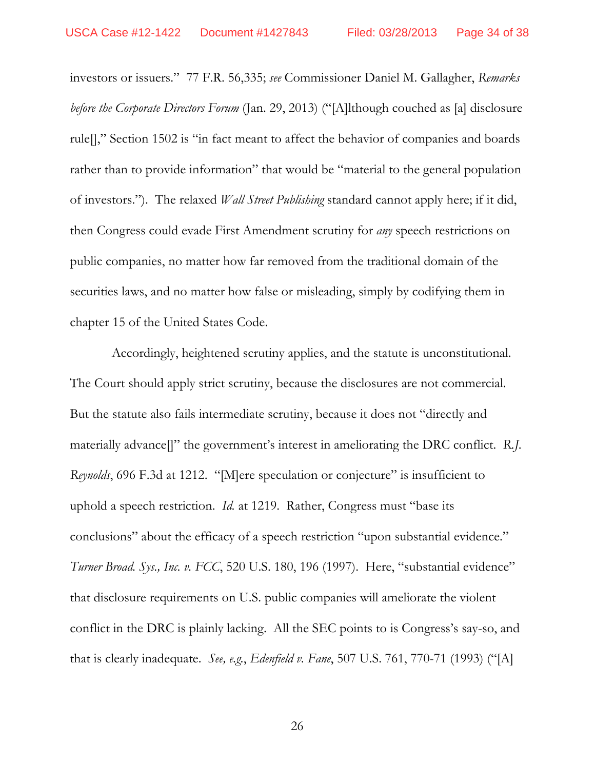investors or issuers." 77 F.R. 56,335; *see* Commissioner Daniel M. Gallagher, *Remarks before the Corporate Directors Forum* (Jan. 29, 2013) ("[A]lthough couched as [a] disclosure rule[]," Section 1502 is "in fact meant to affect the behavior of companies and boards rather than to provide information" that would be "material to the general population of investors."). The relaxed *Wall Street Publishing* standard cannot apply here; if it did, then Congress could evade First Amendment scrutiny for *any* speech restrictions on public companies, no matter how far removed from the traditional domain of the securities laws, and no matter how false or misleading, simply by codifying them in chapter 15 of the United States Code.

Accordingly, heightened scrutiny applies, and the statute is unconstitutional. The Court should apply strict scrutiny, because the disclosures are not commercial. But the statute also fails intermediate scrutiny, because it does not "directly and materially advance[]" the government's interest in ameliorating the DRC conflict. *R.J. Reynolds*, 696 F.3d at 1212. "[M]ere speculation or conjecture" is insufficient to uphold a speech restriction. *Id.* at 1219. Rather, Congress must "base its conclusions" about the efficacy of a speech restriction "upon substantial evidence." *Turner Broad. Sys., Inc. v. FCC*, 520 U.S. 180, 196 (1997). Here, "substantial evidence" that disclosure requirements on U.S. public companies will ameliorate the violent conflict in the DRC is plainly lacking. All the SEC points to is Congress's say-so, and that is clearly inadequate. *See, e.g.*, *Edenfield v. Fane*, 507 U.S. 761, 770-71 (1993) ("[A]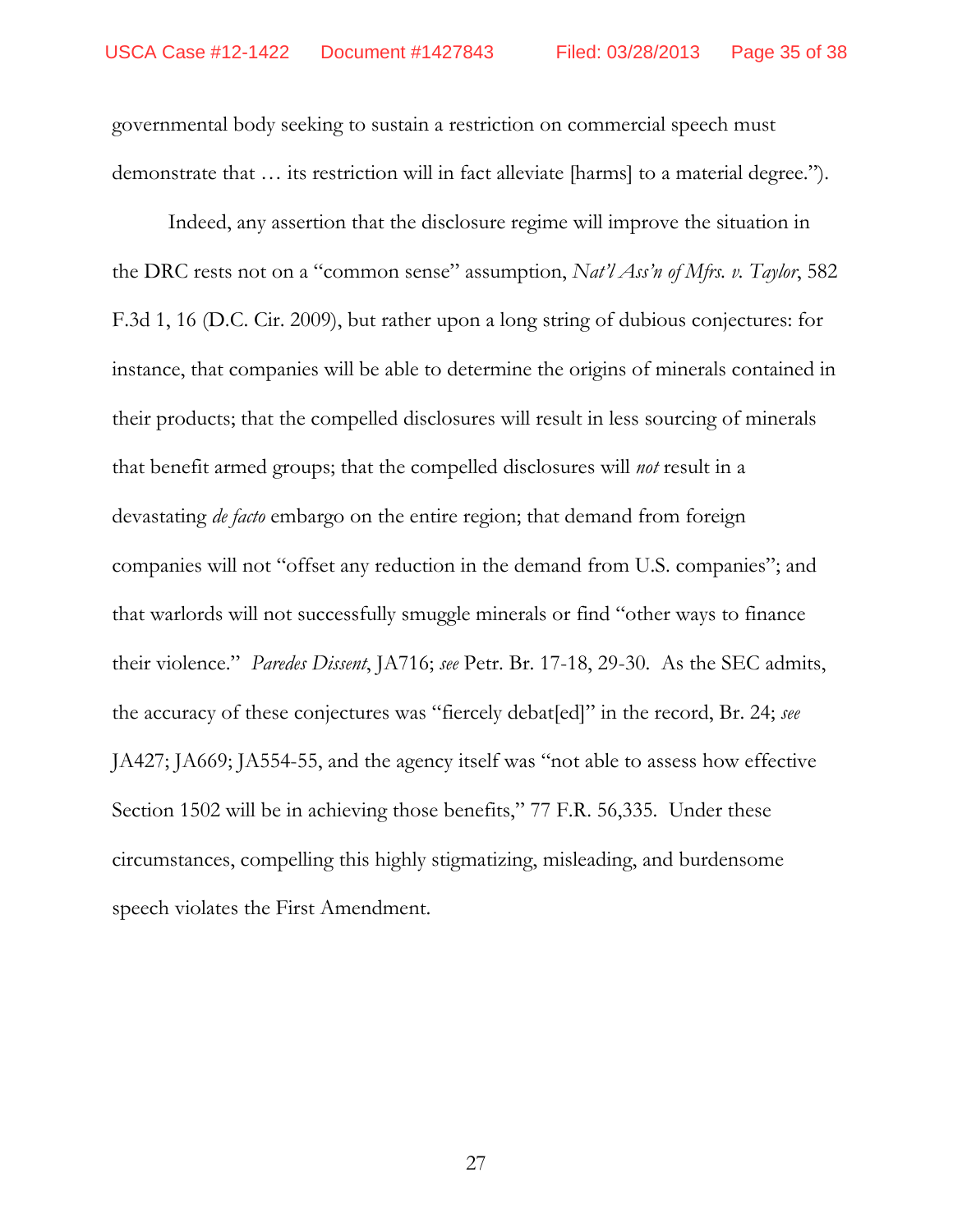governmental body seeking to sustain a restriction on commercial speech must demonstrate that … its restriction will in fact alleviate [harms] to a material degree.").

Indeed, any assertion that the disclosure regime will improve the situation in the DRC rests not on a "common sense" assumption, *Nat'l Ass'n of Mfrs. v. Taylor*, 582 F.3d 1, 16 (D.C. Cir. 2009), but rather upon a long string of dubious conjectures: for instance, that companies will be able to determine the origins of minerals contained in their products; that the compelled disclosures will result in less sourcing of minerals that benefit armed groups; that the compelled disclosures will *not* result in a devastating *de facto* embargo on the entire region; that demand from foreign companies will not "offset any reduction in the demand from U.S. companies"; and that warlords will not successfully smuggle minerals or find "other ways to finance their violence." *Paredes Dissent*, JA716; *see* Petr. Br. 17-18, 29-30. As the SEC admits, the accuracy of these conjectures was "fiercely debat[ed]" in the record, Br. 24; *see* JA427; JA669; JA554-55, and the agency itself was "not able to assess how effective Section 1502 will be in achieving those benefits," 77 F.R. 56,335. Under these circumstances, compelling this highly stigmatizing, misleading, and burdensome speech violates the First Amendment.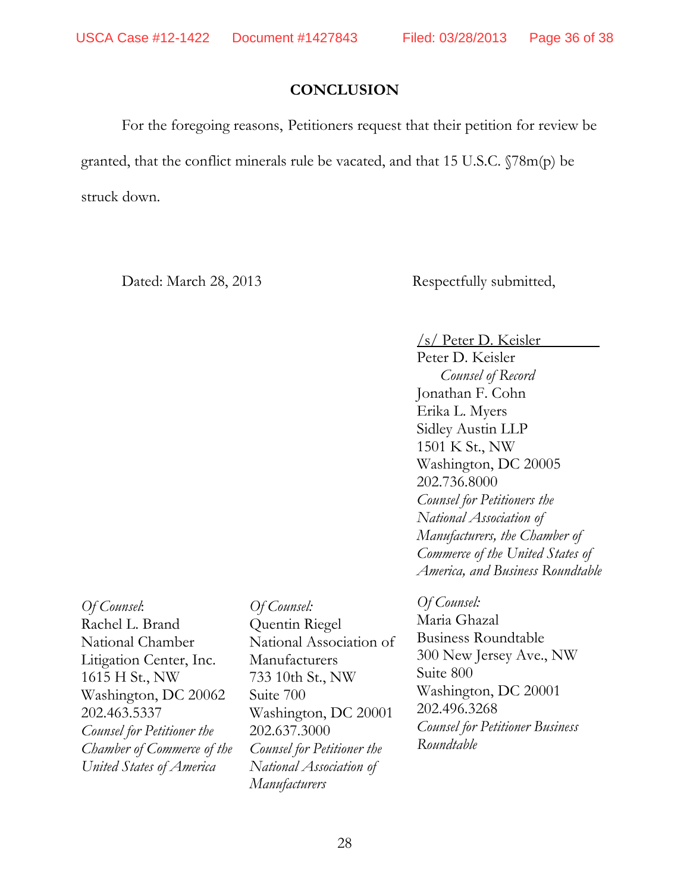## CONCLUSION

For the foregoing reasons, Petitioners request that their petition for review be granted, that the conflict minerals rule be vacated, and that 15 U.S.C. §78m(p) be struck down.

Dated: March 28, 2013

Respectfully submitted,

/s/ Peter D. Keisler
Peter D. Keisler
*Counsel of Record*
Jonathan F. Cohn
Erika L. Myers
Sidley Austin LLP
1501 K St., NW
Washington, DC 20005
202.736.8000
*Counsel for Petitioners the National Association of Manufacturers, the Chamber of Commerce of the United States of America, and Business Roundtable*

*Of Counsel*:
Rachel L. Brand
National Chamber Litigation Center, Inc.
1615 H St., NW
Washington, DC 20062
202.463.5337
*Counsel for Petitioner the Chamber of Commerce of the United States of America*

*Of Counsel:*
Quentin Riegel
National Association of Manufacturers
733 10th St., NW
Suite 700
Washington, DC 20001
202.637.3000
*Counsel for Petitioner the National Association of Manufacturers*

*Of Counsel:*
Maria Ghazal
Business Roundtable
300 New Jersey Ave., NW
Suite 800
Washington, DC 20001
202.496.3268
*Counsel for Petitioner Business Roundtable*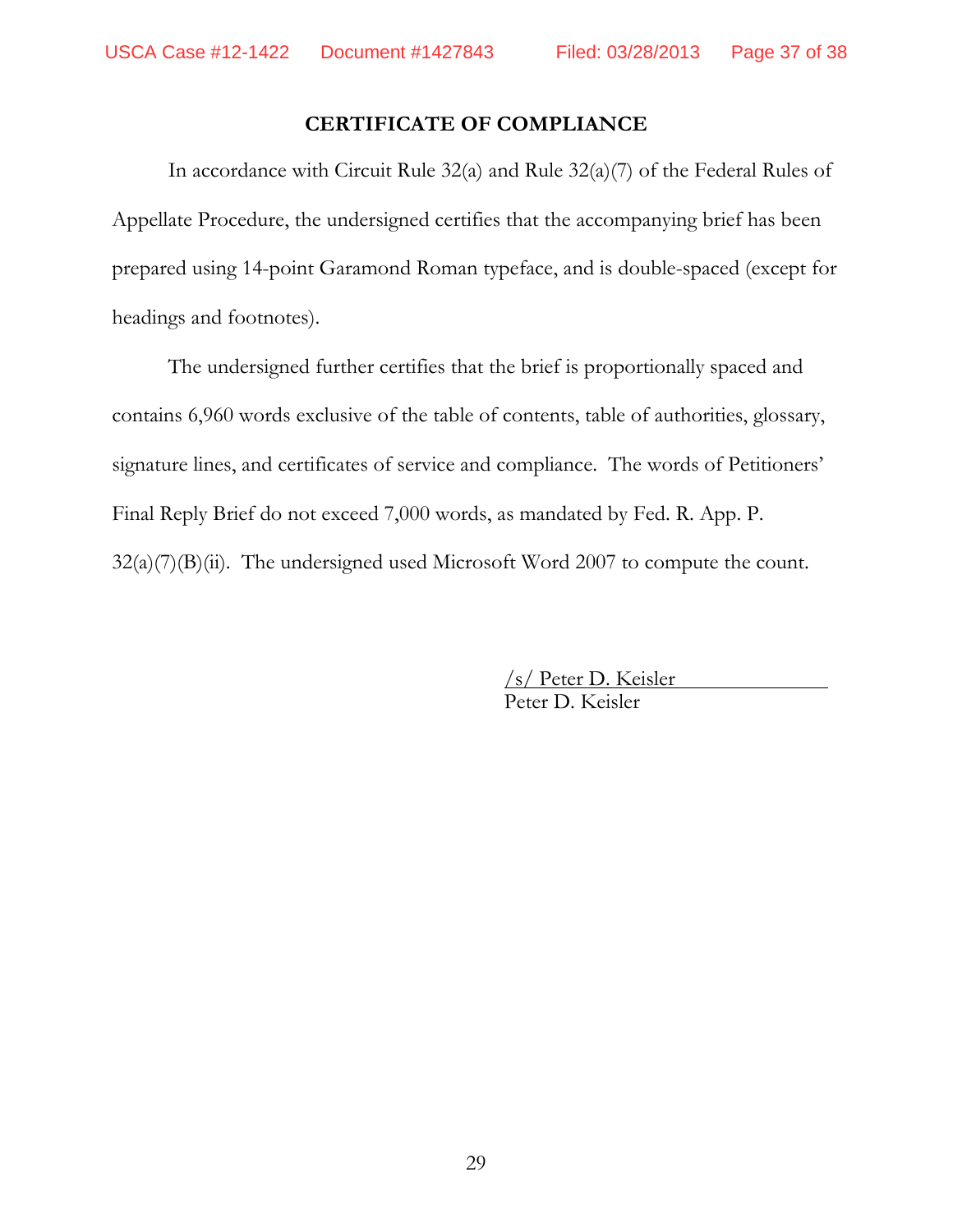## CERTIFICATE OF COMPLIANCE

In accordance with Circuit Rule 32(a) and Rule 32(a)(7) of the Federal Rules of Appellate Procedure, the undersigned certifies that the accompanying brief has been prepared using 14-point Garamond Roman typeface, and is double-spaced (except for headings and footnotes).

The undersigned further certifies that the brief is proportionally spaced and contains 6,960 words exclusive of the table of contents, table of authorities, glossary, signature lines, and certificates of service and compliance. The words of Petitioners' Final Reply Brief do not exceed 7,000 words, as mandated by Fed. R. App. P. 32(a)(7)(B)(ii). The undersigned used Microsoft Word 2007 to compute the count.

/s/ Peter D. Keisler
Peter D. Keisler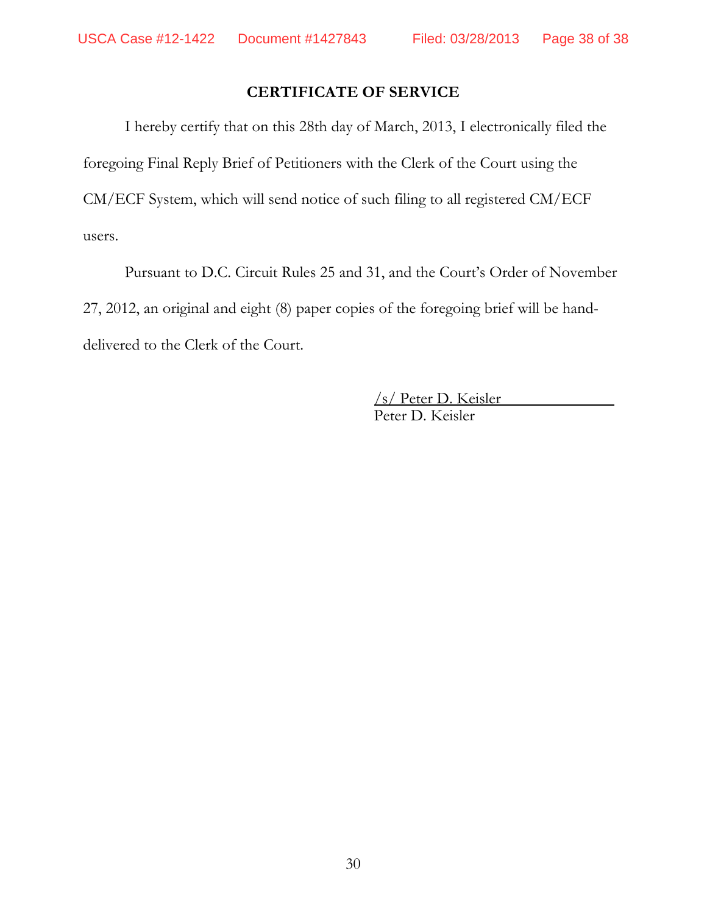## CERTIFICATE OF SERVICE

I hereby certify that on this 28th day of March, 2013, I electronically filed the foregoing Final Reply Brief of Petitioners with the Clerk of the Court using the CM/ECF System, which will send notice of such filing to all registered CM/ECF users.

Pursuant to D.C. Circuit Rules 25 and 31, and the Court's Order of November 27, 2012, an original and eight (8) paper copies of the foregoing brief will be hand-delivered to the Clerk of the Court.

/s/ Peter D. Keisler
Peter D. Keisler